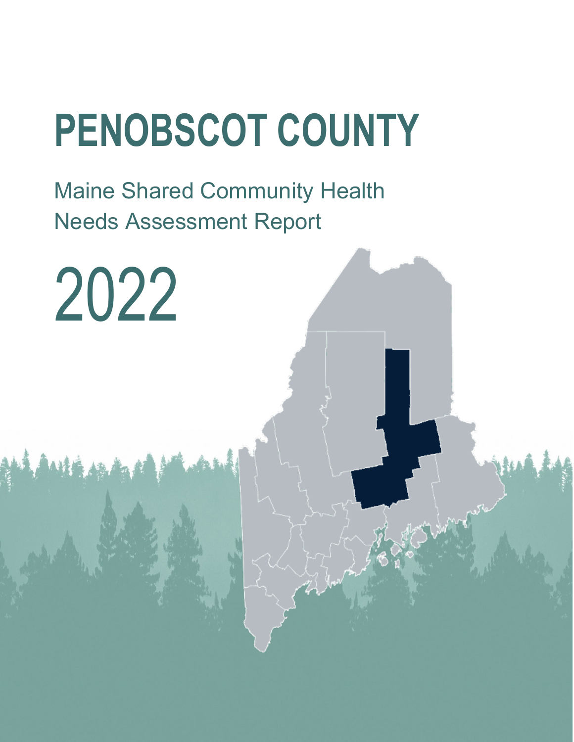# PENOBSCOT COUNTY

Maine Shared Community Health Needs Assessment Report

2022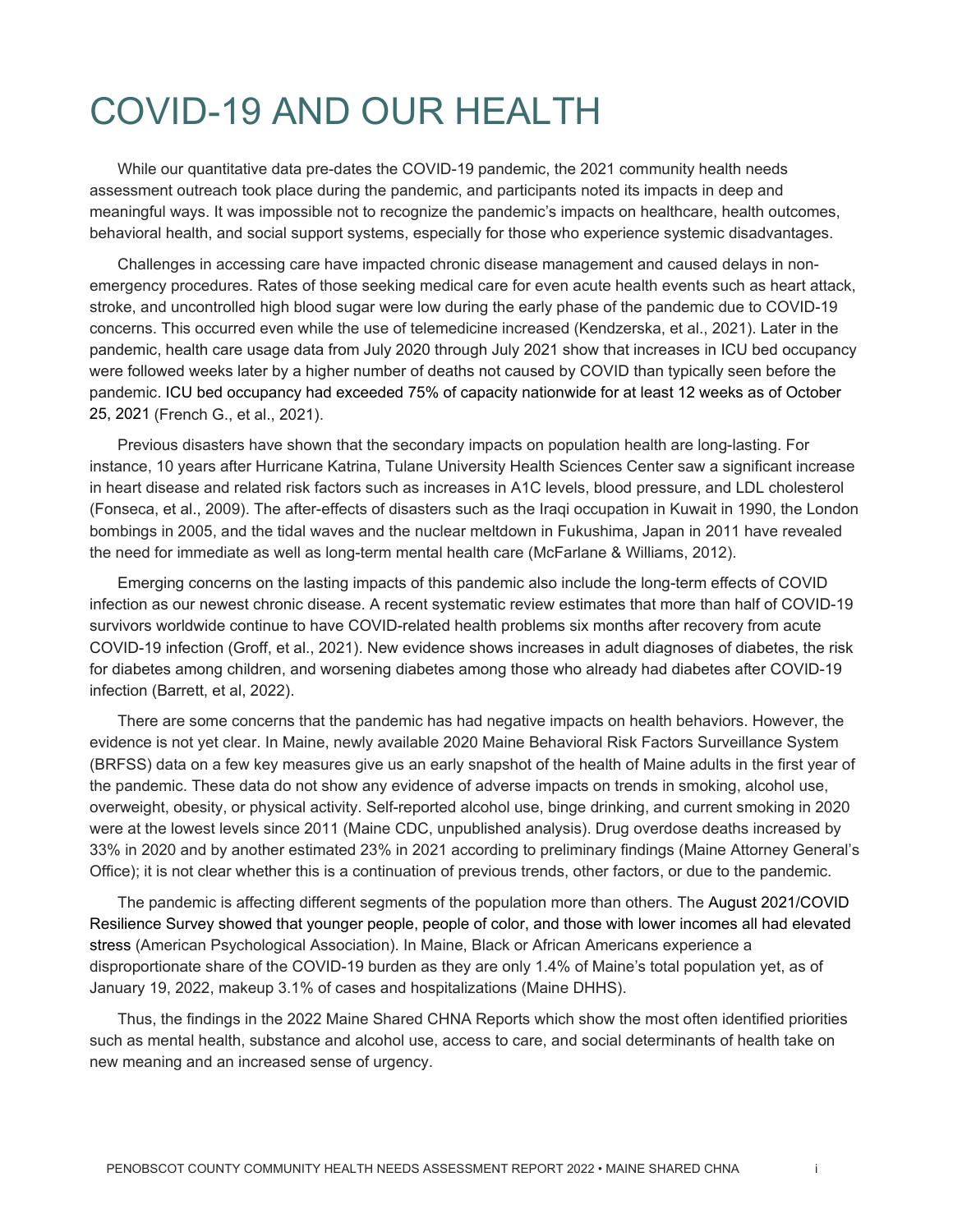# COVID-19 AND OUR HEALTH

While our quantitative data pre-dates the COVID-19 pandemic, the 2021 community health needs assessment outreach took place during the pandemic, and participants noted its impacts in deep and meaningful ways. It was impossible not to recognize the pandemic's impacts on healthcare, health outcomes, behavioral health, and social support systems, especially for those who experience systemic disadvantages.

Challenges in accessing care have impacted chronic disease management and caused delays in non-emergency procedures. Rates of those seeking medical care for even acute health events such as heart attack, stroke, and uncontrolled high blood sugar were low during the early phase of the pandemic due to COVID-19 concerns. This occurred even while the use of telemedicine increased (Kendzerska, et al., 2021). Later in the pandemic, health care usage data from July 2020 through July 2021 show that increases in ICU bed occupancy were followed weeks later by a higher number of deaths not caused by COVID than typically seen before the pandemic. ICU bed occupancy had exceeded 75% of capacity nationwide for at least 12 weeks as of October 25, 2021 (French G., et al., 2021).

Previous disasters have shown that the secondary impacts on population health are long-lasting. For instance, 10 years after Hurricane Katrina, Tulane University Health Sciences Center saw a significant increase in heart disease and related risk factors such as increases in A1C levels, blood pressure, and LDL cholesterol (Fonseca, et al., 2009). The after-effects of disasters such as the Iraqi occupation in Kuwait in 1990, the London bombings in 2005, and the tidal waves and the nuclear meltdown in Fukushima, Japan in 2011 have revealed the need for immediate as well as long-term mental health care (McFarlane & Williams, 2012).

Emerging concerns on the lasting impacts of this pandemic also include the long-term effects of COVID infection as our newest chronic disease. A recent systematic review estimates that more than half of COVID-19 survivors worldwide continue to have COVID-related health problems six months after recovery from acute COVID-19 infection (Groff, et al., 2021). New evidence shows increases in adult diagnoses of diabetes, the risk for diabetes among children, and worsening diabetes among those who already had diabetes after COVID-19 infection (Barrett, et al, 2022).

There are some concerns that the pandemic has had negative impacts on health behaviors. However, the evidence is not yet clear. In Maine, newly available 2020 Maine Behavioral Risk Factors Surveillance System (BRFSS) data on a few key measures give us an early snapshot of the health of Maine adults in the first year of the pandemic. These data do not show any evidence of adverse impacts on trends in smoking, alcohol use, overweight, obesity, or physical activity. Self-reported alcohol use, binge drinking, and current smoking in 2020 were at the lowest levels since 2011 (Maine CDC, unpublished analysis). Drug overdose deaths increased by 33% in 2020 and by another estimated 23% in 2021 according to preliminary findings (Maine Attorney General's Office); it is not clear whether this is a continuation of previous trends, other factors, or due to the pandemic.

The pandemic is affecting different segments of the population more than others. The August 2021/COVID Resilience Survey showed that younger people, people of color, and those with lower incomes all had elevated stress (American Psychological Association). In Maine, Black or African Americans experience a disproportionate share of the COVID-19 burden as they are only 1.4% of Maine's total population yet, as of January 19, 2022, makeup 3.1% of cases and hospitalizations (Maine DHHS).

Thus, the findings in the 2022 Maine Shared CHNA Reports which show the most often identified priorities such as mental health, substance and alcohol use, access to care, and social determinants of health take on new meaning and an increased sense of urgency.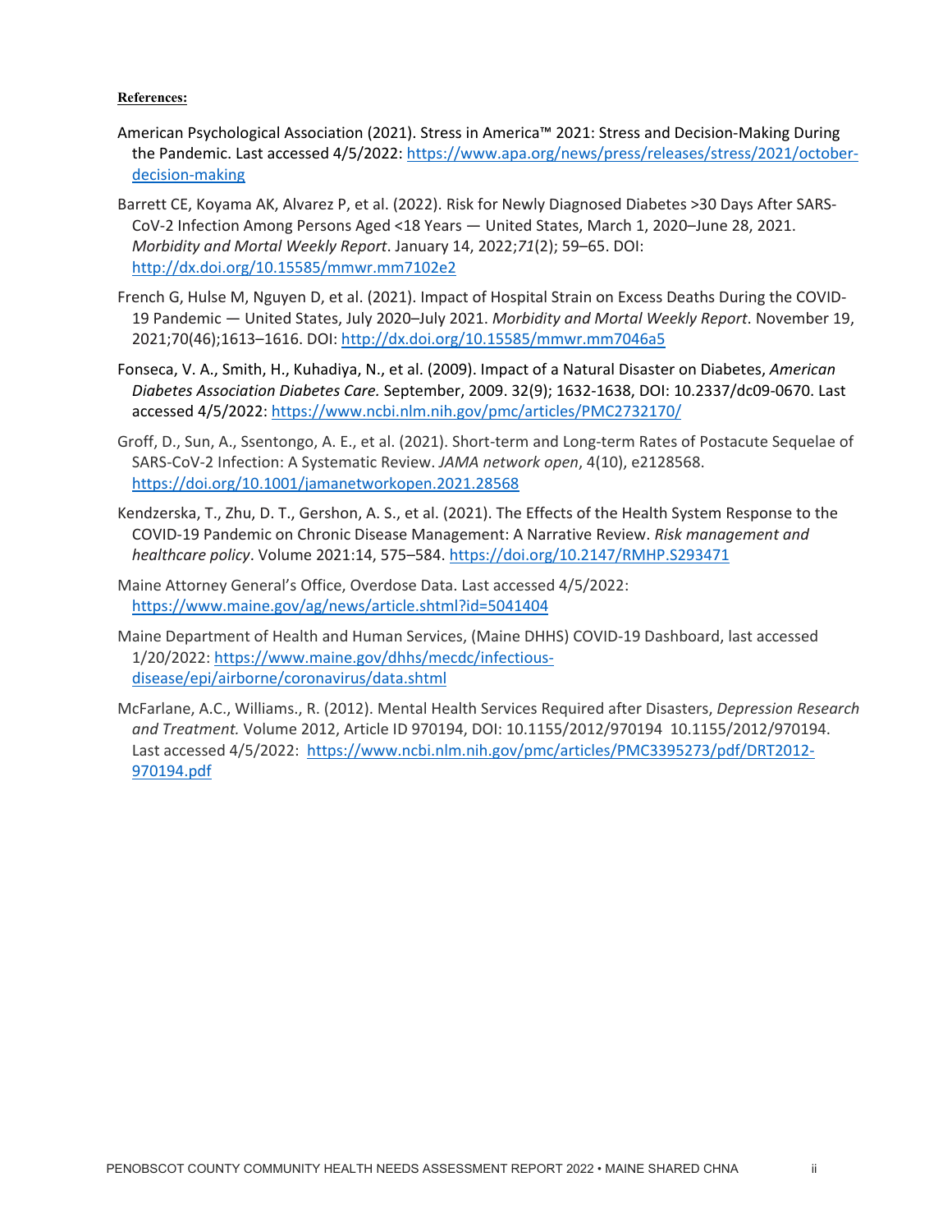**References:**

American Psychological Association (2021). Stress in America™ 2021: Stress and Decision-Making During the Pandemic. Last accessed 4/5/2022: https://www.apa.org/news/press/releases/stress/2021/october-decision-making

Barrett CE, Koyama AK, Alvarez P, et al. (2022). Risk for Newly Diagnosed Diabetes >30 Days After SARS-CoV-2 Infection Among Persons Aged <18 Years — United States, March 1, 2020–June 28, 2021. *Morbidity and Mortal Weekly Report*. January 14, 2022;*71*(2); 59–65. DOI: http://dx.doi.org/10.15585/mmwr.mm7102e2

French G, Hulse M, Nguyen D, et al. (2021). Impact of Hospital Strain on Excess Deaths During the COVID-19 Pandemic — United States, July 2020–July 2021. *Morbidity and Mortal Weekly Report*. November 19, 2021;70(46);1613–1616. DOI: http://dx.doi.org/10.15585/mmwr.mm7046a5

Fonseca, V. A., Smith, H., Kuhadiya, N., et al. (2009). Impact of a Natural Disaster on Diabetes, *American Diabetes Association Diabetes Care.* September, 2009. 32(9); 1632-1638, DOI: 10.2337/dc09-0670. Last accessed 4/5/2022: https://www.ncbi.nlm.nih.gov/pmc/articles/PMC2732170/

Groff, D., Sun, A., Ssentongo, A. E., et al. (2021). Short-term and Long-term Rates of Postacute Sequelae of SARS-CoV-2 Infection: A Systematic Review. *JAMA network open*, 4(10), e2128568. https://doi.org/10.1001/jamanetworkopen.2021.28568

Kendzerska, T., Zhu, D. T., Gershon, A. S., et al. (2021). The Effects of the Health System Response to the COVID-19 Pandemic on Chronic Disease Management: A Narrative Review. *Risk management and healthcare policy*. Volume 2021:14, 575–584. https://doi.org/10.2147/RMHP.S293471

Maine Attorney General's Office, Overdose Data. Last accessed 4/5/2022: https://www.maine.gov/ag/news/article.shtml?id=5041404

Maine Department of Health and Human Services, (Maine DHHS) COVID-19 Dashboard, last accessed 1/20/2022: https://www.maine.gov/dhhs/mecdc/infectious-disease/epi/airborne/coronavirus/data.shtml

McFarlane, A.C., Williams., R. (2012). Mental Health Services Required after Disasters, *Depression Research and Treatment.* Volume 2012, Article ID 970194, DOI: 10.1155/2012/970194 10.1155/2012/970194. Last accessed 4/5/2022: https://www.ncbi.nlm.nih.gov/pmc/articles/PMC3395273/pdf/DRT2012-970194.pdf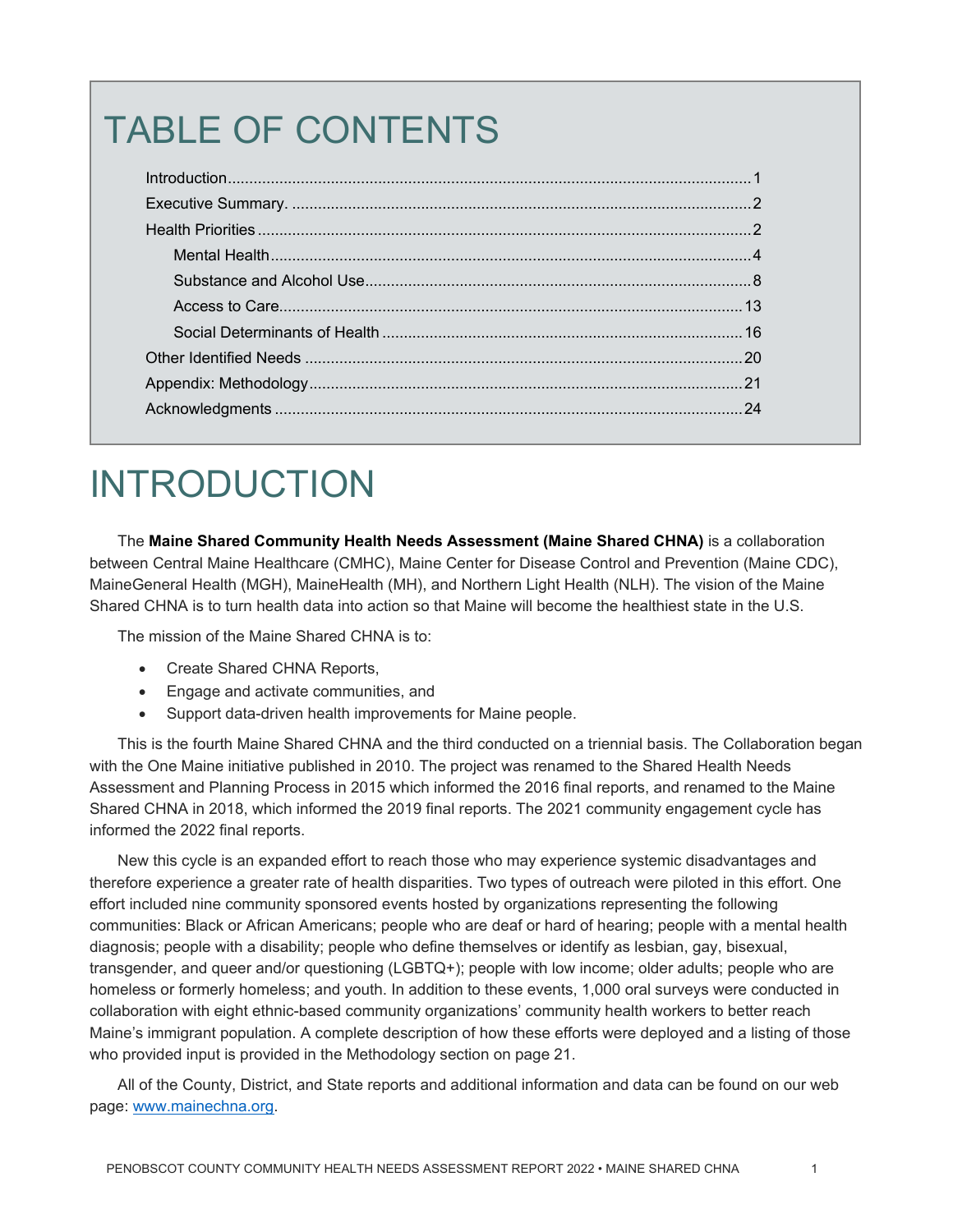# TABLE OF CONTENTS

- Introduction ........ 1
- Executive Summary. ........ 2
- Health Priorities ........ 2
  - Mental Health ........ 4
  - Substance and Alcohol Use ........ 8
  - Access to Care ........ 13
  - Social Determinants of Health ........ 16
- Other Identified Needs ........ 20
- Appendix: Methodology ........ 21
- Acknowledgments ........ 24

# INTRODUCTION

The **Maine Shared Community Health Needs Assessment (Maine Shared CHNA)** is a collaboration between Central Maine Healthcare (CMHC), Maine Center for Disease Control and Prevention (Maine CDC), MaineGeneral Health (MGH), MaineHealth (MH), and Northern Light Health (NLH). The vision of the Maine Shared CHNA is to turn health data into action so that Maine will become the healthiest state in the U.S.

The mission of the Maine Shared CHNA is to:

- Create Shared CHNA Reports,
- Engage and activate communities, and
- Support data-driven health improvements for Maine people.

This is the fourth Maine Shared CHNA and the third conducted on a triennial basis. The Collaboration began with the One Maine initiative published in 2010. The project was renamed to the Shared Health Needs Assessment and Planning Process in 2015 which informed the 2016 final reports, and renamed to the Maine Shared CHNA in 2018, which informed the 2019 final reports. The 2021 community engagement cycle has informed the 2022 final reports.

New this cycle is an expanded effort to reach those who may experience systemic disadvantages and therefore experience a greater rate of health disparities. Two types of outreach were piloted in this effort. One effort included nine community sponsored events hosted by organizations representing the following communities: Black or African Americans; people who are deaf or hard of hearing; people with a mental health diagnosis; people with a disability; people who define themselves or identify as lesbian, gay, bisexual, transgender, and queer and/or questioning (LGBTQ+); people with low income; older adults; people who are homeless or formerly homeless; and youth. In addition to these events, 1,000 oral surveys were conducted in collaboration with eight ethnic-based community organizations' community health workers to better reach Maine's immigrant population. A complete description of how these efforts were deployed and a listing of those who provided input is provided in the Methodology section on page 21.

All of the County, District, and State reports and additional information and data can be found on our web page: [www.mainechna.org](http://www.mainechna.org).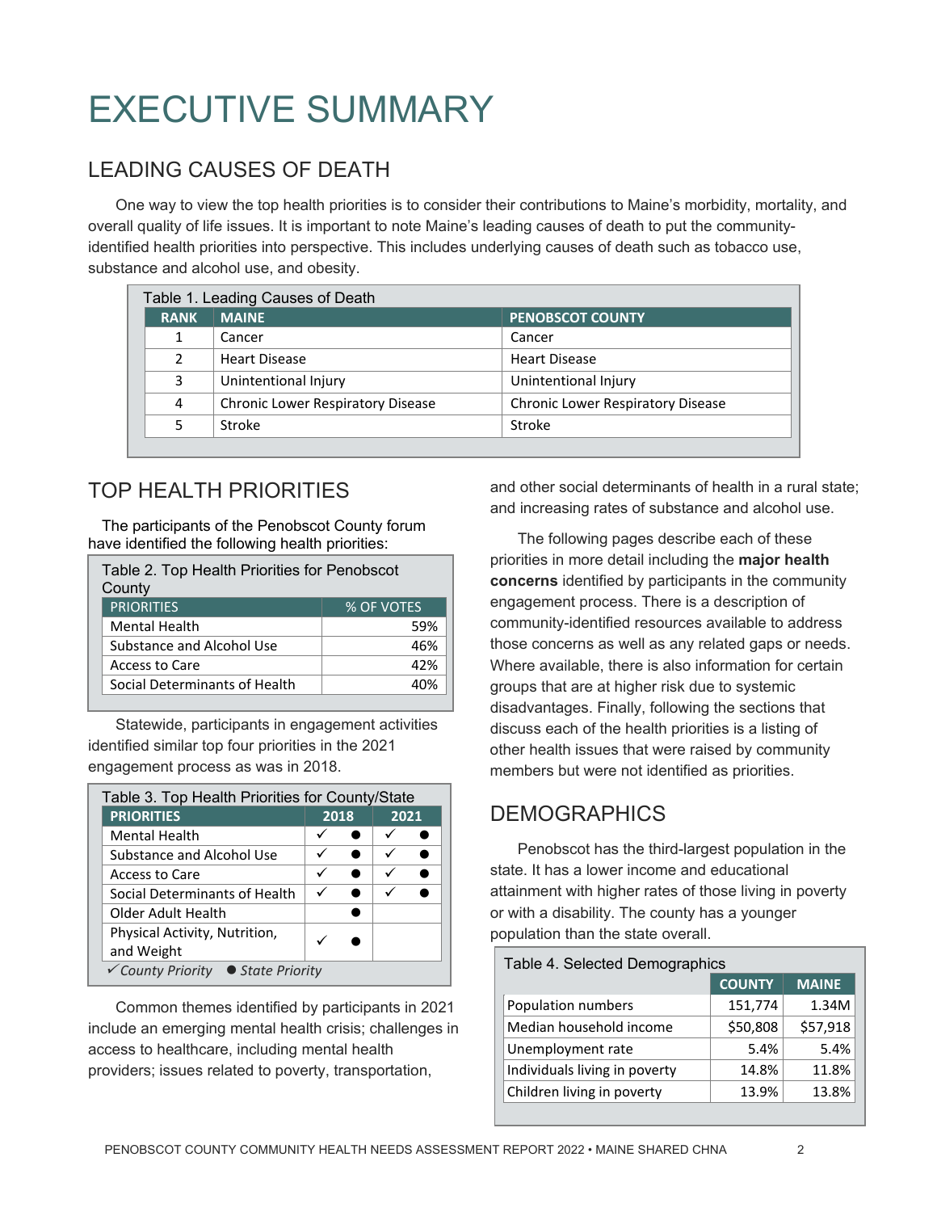# EXECUTIVE SUMMARY

## LEADING CAUSES OF DEATH

One way to view the top health priorities is to consider their contributions to Maine's morbidity, mortality, and overall quality of life issues. It is important to note Maine's leading causes of death to put the community-identified health priorities into perspective. This includes underlying causes of death such as tobacco use, substance and alcohol use, and obesity.

Table 1. Leading Causes of Death

| RANK | MAINE | PENOBSCOT COUNTY |
|---|---|---|
| 1 | Cancer | Cancer |
| 2 | Heart Disease | Heart Disease |
| 3 | Unintentional Injury | Unintentional Injury |
| 4 | Chronic Lower Respiratory Disease | Chronic Lower Respiratory Disease |
| 5 | Stroke | Stroke |

## TOP HEALTH PRIORITIES

The participants of the Penobscot County forum have identified the following health priorities:

Table 2. Top Health Priorities for Penobscot County

| PRIORITIES | % OF VOTES |
|---|---|
| Mental Health | 59% |
| Substance and Alcohol Use | 46% |
| Access to Care | 42% |
| Social Determinants of Health | 40% |

Statewide, participants in engagement activities identified similar top four priorities in the 2021 engagement process as was in 2018.

Table 3. Top Health Priorities for County/State

| PRIORITIES | 2018 | | 2021 | |
|---|---|---|---|---|
| Mental Health | ✓ | ● | ✓ | ● |
| Substance and Alcohol Use | ✓ | ● | ✓ | ● |
| Access to Care | ✓ | ● | ✓ | ● |
| Social Determinants of Health | ✓ | ● | ✓ | ● |
| Older Adult Health | | ● | | |
| Physical Activity, Nutrition, and Weight | ✓ | ● | | |

*✓ County Priority ● State Priority*

Common themes identified by participants in 2021 include an emerging mental health crisis; challenges in access to healthcare, including mental health providers; issues related to poverty, transportation, and other social determinants of health in a rural state; and increasing rates of substance and alcohol use.

The following pages describe each of these priorities in more detail including the **major health concerns** identified by participants in the community engagement process. There is a description of community-identified resources available to address those concerns as well as any related gaps or needs. Where available, there is also information for certain groups that are at higher risk due to systemic disadvantages. Finally, following the sections that discuss each of the health priorities is a listing of other health issues that were raised by community members but were not identified as priorities.

## DEMOGRAPHICS

Penobscot has the third-largest population in the state. It has a lower income and educational attainment with higher rates of those living in poverty or with a disability. The county has a younger population than the state overall.

Table 4. Selected Demographics

| | COUNTY | MAINE |
|---|---|---|
| Population numbers | 151,774 | 1.34M |
| Median household income | $50,808 | $57,918 |
| Unemployment rate | 5.4% | 5.4% |
| Individuals living in poverty | 14.8% | 11.8% |
| Children living in poverty | 13.9% | 13.8% |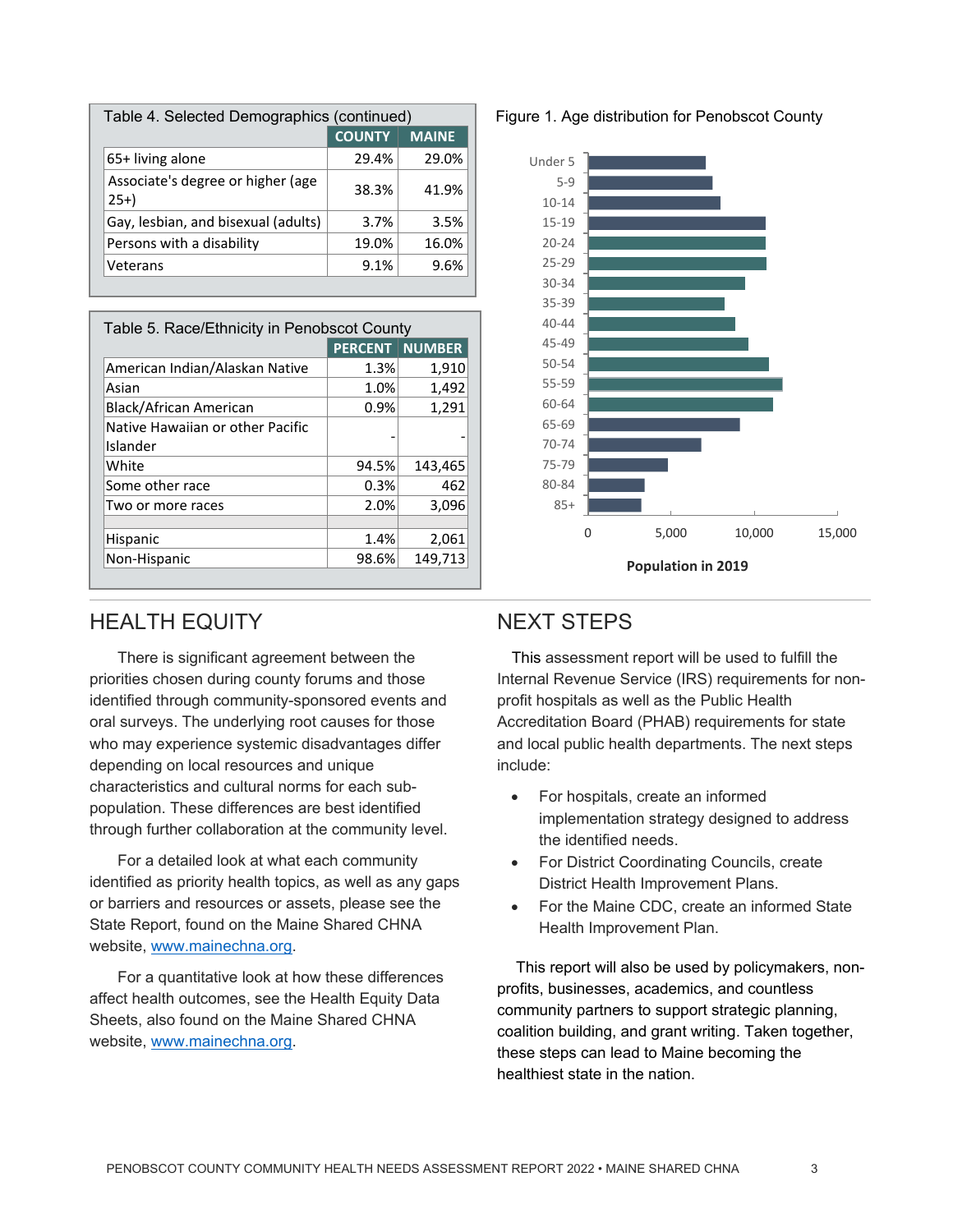Table 4. Selected Demographics (continued)

| | COUNTY | MAINE |
|---|---|---|
| 65+ living alone | 29.4% | 29.0% |
| Associate's degree or higher (age 25+) | 38.3% | 41.9% |
| Gay, lesbian, and bisexual (adults) | 3.7% | 3.5% |
| Persons with a disability | 19.0% | 16.0% |
| Veterans | 9.1% | 9.6% |

Table 5. Race/Ethnicity in Penobscot County

| | PERCENT | NUMBER |
|---|---|---|
| American Indian/Alaskan Native | 1.3% | 1,910 |
| Asian | 1.0% | 1,492 |
| Black/African American | 0.9% | 1,291 |
| Native Hawaiian or other Pacific Islander | - | - |
| White | 94.5% | 143,465 |
| Some other race | 0.3% | 462 |
| Two or more races | 2.0% | 3,096 |
| | | |
| Hispanic | 1.4% | 2,061 |
| Non-Hispanic | 98.6% | 149,713 |

Figure 1. Age distribution for Penobscot County

Population in 2019

## HEALTH EQUITY

There is significant agreement between the priorities chosen during county forums and those identified through community-sponsored events and oral surveys. The underlying root causes for those who may experience systemic disadvantages differ depending on local resources and unique characteristics and cultural norms for each sub-population. These differences are best identified through further collaboration at the community level.

For a detailed look at what each community identified as priority health topics, as well as any gaps or barriers and resources or assets, please see the State Report, found on the Maine Shared CHNA website, [www.mainechna.org](http://www.mainechna.org).

For a quantitative look at how these differences affect health outcomes, see the Health Equity Data Sheets, also found on the Maine Shared CHNA website, [www.mainechna.org](http://www.mainechna.org).

## NEXT STEPS

This assessment report will be used to fulfill the Internal Revenue Service (IRS) requirements for non-profit hospitals as well as the Public Health Accreditation Board (PHAB) requirements for state and local public health departments. The next steps include:

- For hospitals, create an informed implementation strategy designed to address the identified needs.
- For District Coordinating Councils, create District Health Improvement Plans.
- For the Maine CDC, create an informed State Health Improvement Plan.

This report will also be used by policymakers, non-profits, businesses, academics, and countless community partners to support strategic planning, coalition building, and grant writing. Taken together, these steps can lead to Maine becoming the healthiest state in the nation.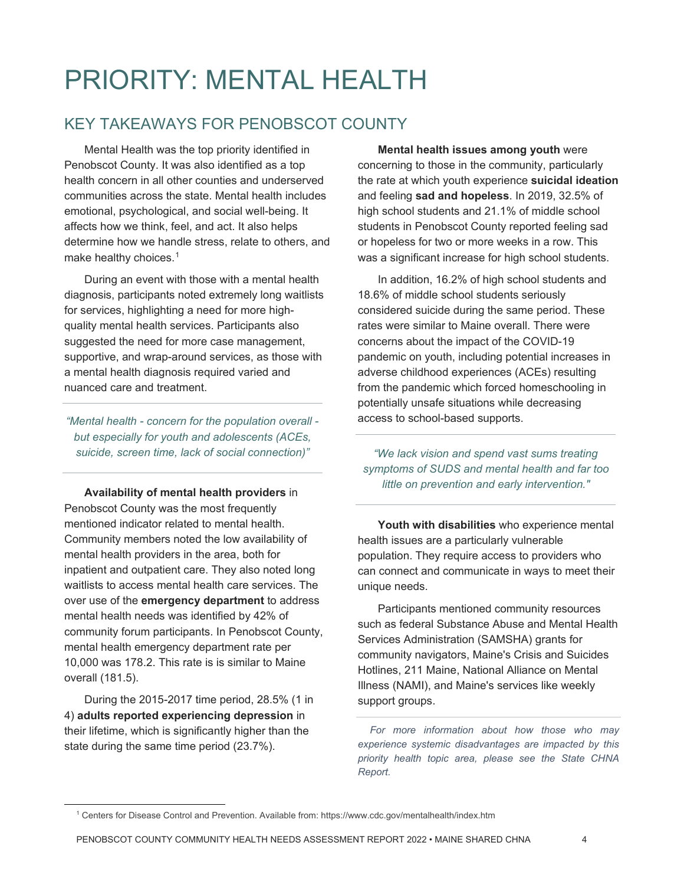# PRIORITY: MENTAL HEALTH

## KEY TAKEAWAYS FOR PENOBSCOT COUNTY

Mental Health was the top priority identified in Penobscot County. It was also identified as a top health concern in all other counties and underserved communities across the state. Mental health includes emotional, psychological, and social well-being. It affects how we think, feel, and act. It also helps determine how we handle stress, relate to others, and make healthy choices.[1]

During an event with those with a mental health diagnosis, participants noted extremely long waitlists for services, highlighting a need for more high-quality mental health services. Participants also suggested the need for more case management, supportive, and wrap-around services, as those with a mental health diagnosis required varied and nuanced care and treatment.

---

*"Mental health - concern for the population overall - but especially for youth and adolescents (ACEs, suicide, screen time, lack of social connection)"*

---

**Availability of mental health providers** in Penobscot County was the most frequently mentioned indicator related to mental health. Community members noted the low availability of mental health providers in the area, both for inpatient and outpatient care. They also noted long waitlists to access mental health care services. The over use of the **emergency department** to address mental health needs was identified by 42% of community forum participants. In Penobscot County, mental health emergency department rate per 10,000 was 178.2. This rate is is similar to Maine overall (181.5).

During the 2015-2017 time period, 28.5% (1 in 4) **adults reported experiencing depression** in their lifetime, which is significantly higher than the state during the same time period (23.7%).

**Mental health issues among youth** were concerning to those in the community, particularly the rate at which youth experience **suicidal ideation** and feeling **sad and hopeless**. In 2019, 32.5% of high school students and 21.1% of middle school students in Penobscot County reported feeling sad or hopeless for two or more weeks in a row. This was a significant increase for high school students.

In addition, 16.2% of high school students and 18.6% of middle school students seriously considered suicide during the same period. These rates were similar to Maine overall. There were concerns about the impact of the COVID-19 pandemic on youth, including potential increases in adverse childhood experiences (ACEs) resulting from the pandemic which forced homeschooling in potentially unsafe situations while decreasing access to school-based supports.

---

*"We lack vision and spend vast sums treating symptoms of SUDS and mental health and far too little on prevention and early intervention."*

---

**Youth with disabilities** who experience mental health issues are a particularly vulnerable population. They require access to providers who can connect and communicate in ways to meet their unique needs.

Participants mentioned community resources such as federal Substance Abuse and Mental Health Services Administration (SAMSHA) grants for community navigators, Maine's Crisis and Suicides Hotlines, 211 Maine, National Alliance on Mental Illness (NAMI), and Maine's services like weekly support groups.

---

*For more information about how those who may experience systemic disadvantages are impacted by this priority health topic area, please see the State CHNA Report.*

---

[1] Centers for Disease Control and Prevention. Available from: https://www.cdc.gov/mentalhealth/index.htm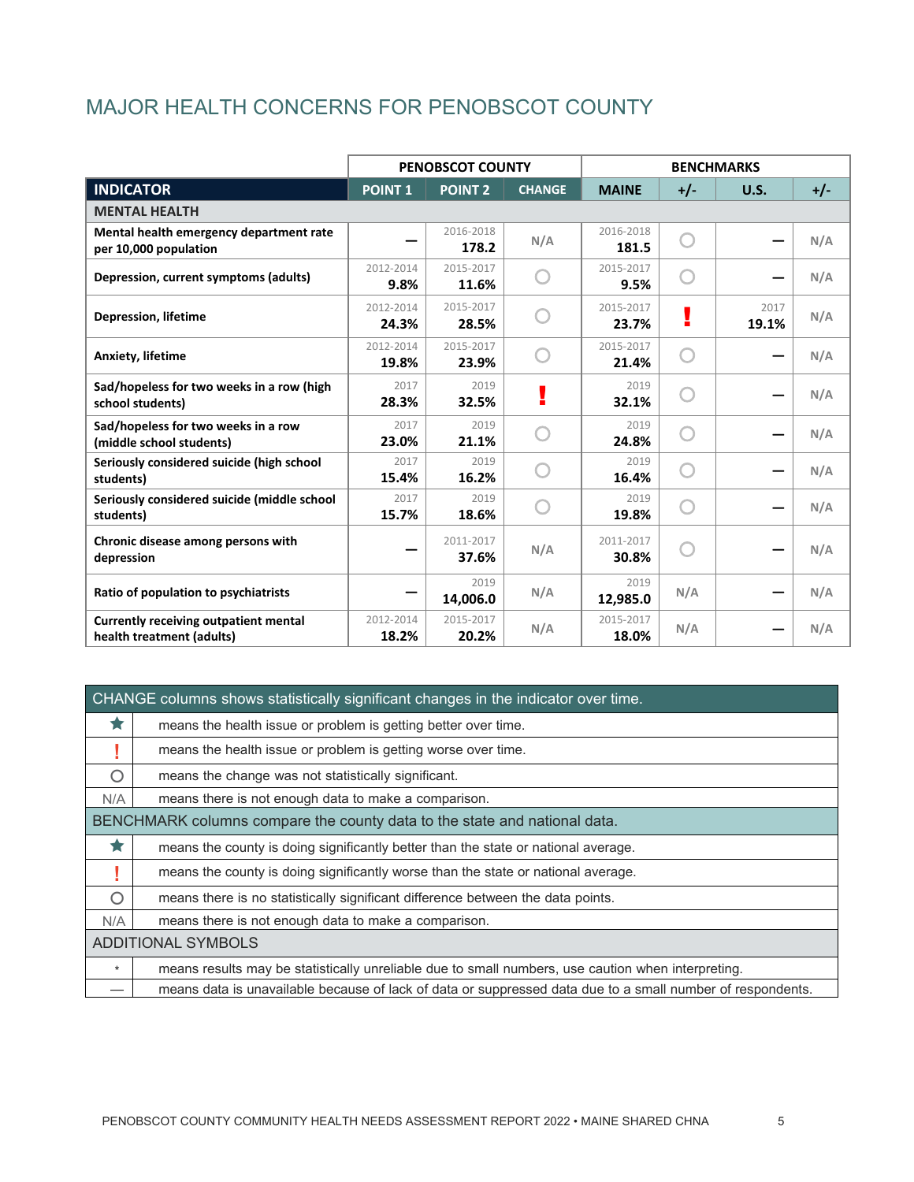# MAJOR HEALTH CONCERNS FOR PENOBSCOT COUNTY

| | PENOBSCOT COUNTY | | | BENCHMARKS | | | |
|---|---|---|---|---|---|---|---|
| **INDICATOR** | **POINT 1** | **POINT 2** | **CHANGE** | **MAINE** | **+/-** | **U.S.** | **+/-** |
| **MENTAL HEALTH** | | | | | | | |
| Mental health emergency department rate per 10,000 population | — | 2016-2018 **178.2** | N/A | 2016-2018 **181.5** | ○ | — | N/A |
| Depression, current symptoms (adults) | 2012-2014 **9.8%** | 2015-2017 **11.6%** | ○ | 2015-2017 **9.5%** | ○ | — | N/A |
| Depression, lifetime | 2012-2014 **24.3%** | 2015-2017 **28.5%** | ○ | 2015-2017 **23.7%** | ! | 2017 **19.1%** | N/A |
| Anxiety, lifetime | 2012-2014 **19.8%** | 2015-2017 **23.9%** | ○ | 2015-2017 **21.4%** | ○ | — | N/A |
| Sad/hopeless for two weeks in a row (high school students) | 2017 **28.3%** | 2019 **32.5%** | ! | 2019 **32.1%** | ○ | — | N/A |
| Sad/hopeless for two weeks in a row (middle school students) | 2017 **23.0%** | 2019 **21.1%** | ○ | 2019 **24.8%** | ○ | — | N/A |
| Seriously considered suicide (high school students) | 2017 **15.4%** | 2019 **16.2%** | ○ | 2019 **16.4%** | ○ | — | N/A |
| Seriously considered suicide (middle school students) | 2017 **15.7%** | 2019 **18.6%** | ○ | 2019 **19.8%** | ○ | — | N/A |
| Chronic disease among persons with depression | — | 2011-2017 **37.6%** | N/A | 2011-2017 **30.8%** | ○ | — | N/A |
| Ratio of population to psychiatrists | — | 2019 **14,006.0** | N/A | 2019 **12,985.0** | N/A | — | N/A |
| Currently receiving outpatient mental health treatment (adults) | 2012-2014 **18.2%** | 2015-2017 **20.2%** | N/A | 2015-2017 **18.0%** | N/A | — | N/A |

| | |
|---|---|
| **CHANGE columns shows statistically significant changes in the indicator over time.** | |
| ★ | means the health issue or problem is getting better over time. |
| ! | means the health issue or problem is getting worse over time. |
| ○ | means the change was not statistically significant. |
| N/A | means there is not enough data to make a comparison. |
| **BENCHMARK columns compare the county data to the state and national data.** | |
| ★ | means the county is doing significantly better than the state or national average. |
| ! | means the county is doing significantly worse than the state or national average. |
| ○ | means there is no statistically significant difference between the data points. |
| N/A | means there is not enough data to make a comparison. |
| **ADDITIONAL SYMBOLS** | |
| * | means results may be statistically unreliable due to small numbers, use caution when interpreting. |
| — | means data is unavailable because of lack of data or suppressed data due to a small number of respondents. |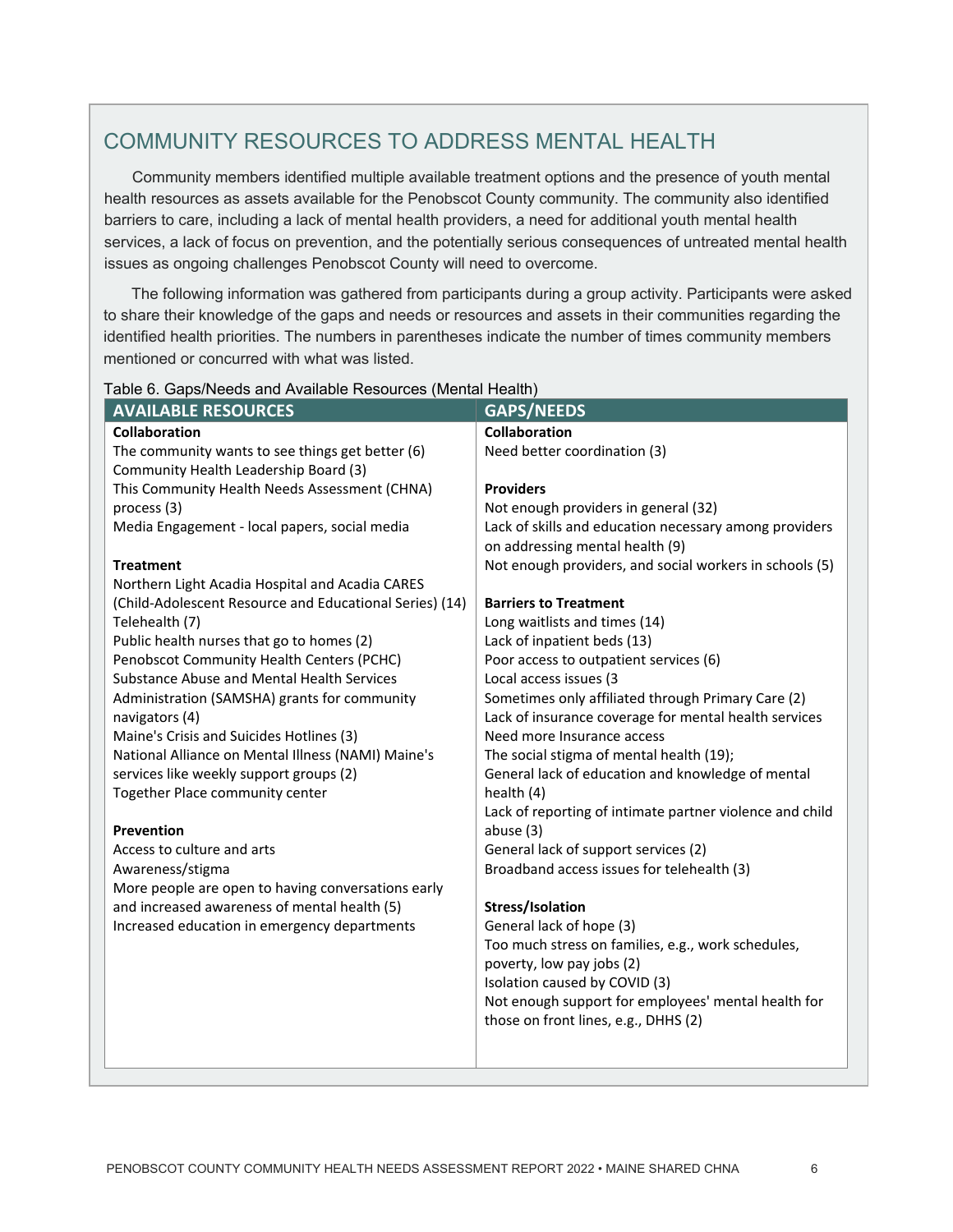## COMMUNITY RESOURCES TO ADDRESS MENTAL HEALTH

Community members identified multiple available treatment options and the presence of youth mental health resources as assets available for the Penobscot County community. The community also identified barriers to care, including a lack of mental health providers, a need for additional youth mental health services, a lack of focus on prevention, and the potentially serious consequences of untreated mental health issues as ongoing challenges Penobscot County will need to overcome.

The following information was gathered from participants during a group activity. Participants were asked to share their knowledge of the gaps and needs or resources and assets in their communities regarding the identified health priorities. The numbers in parentheses indicate the number of times community members mentioned or concurred with what was listed.

Table 6. Gaps/Needs and Available Resources (Mental Health)

| AVAILABLE RESOURCES | GAPS/NEEDS |
|---|---|
| **Collaboration** | **Collaboration** |
| The community wants to see things get better (6) | Need better coordination (3) |
| Community Health Leadership Board (3) | |
| This Community Health Needs Assessment (CHNA) process (3) | **Providers** |
| Media Engagement - local papers, social media | Not enough providers in general (32) |
| | Lack of skills and education necessary among providers on addressing mental health (9) |
| **Treatment** | Not enough providers, and social workers in schools (5) |
| Northern Light Acadia Hospital and Acadia CARES (Child-Adolescent Resource and Educational Series) (14) | |
| Telehealth (7) | **Barriers to Treatment** |
| Public health nurses that go to homes (2) | Long waitlists and times (14) |
| Penobscot Community Health Centers (PCHC) | Lack of inpatient beds (13) |
| Substance Abuse and Mental Health Services Administration (SAMSHA) grants for community navigators (4) | Poor access to outpatient services (6) |
| Maine's Crisis and Suicides Hotlines (3) | Local access issues (3 |
| National Alliance on Mental Illness (NAMI) Maine's services like weekly support groups (2) | Sometimes only affiliated through Primary Care (2) |
| Together Place community center | Lack of insurance coverage for mental health services |
| | Need more Insurance access |
| **Prevention** | The social stigma of mental health (19); |
| Access to culture and arts | General lack of education and knowledge of mental health (4) |
| Awareness/stigma | Lack of reporting of intimate partner violence and child abuse (3) |
| More people are open to having conversations early and increased awareness of mental health (5) | General lack of support services (2) |
| Increased education in emergency departments | Broadband access issues for telehealth (3) |
| | |
| | **Stress/Isolation** |
| | General lack of hope (3) |
| | Too much stress on families, e.g., work schedules, poverty, low pay jobs (2) |
| | Isolation caused by COVID (3) |
| | Not enough support for employees' mental health for those on front lines, e.g., DHHS (2) |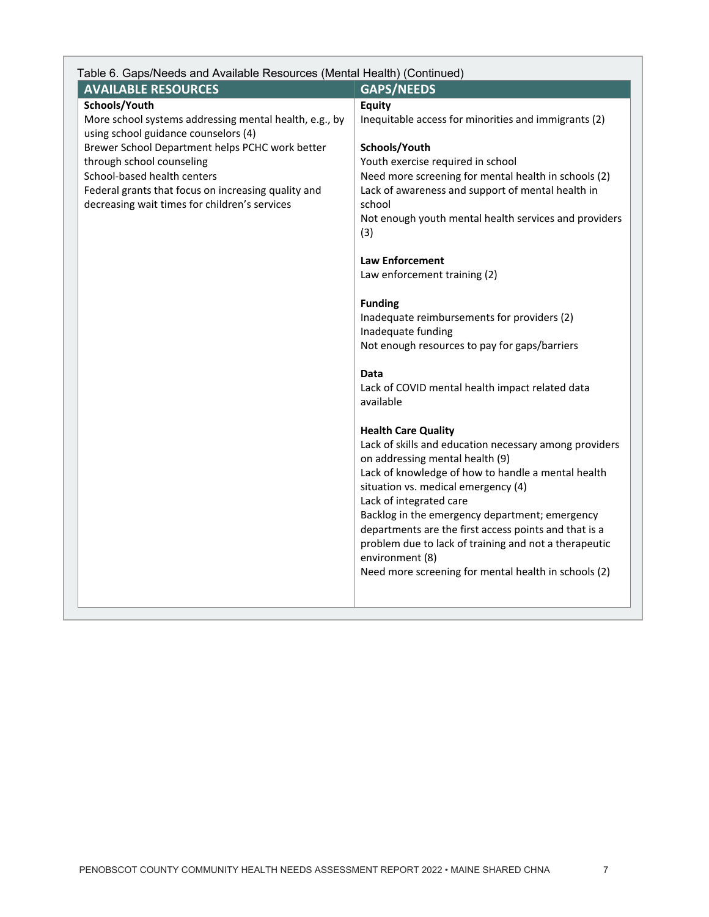Table 6. Gaps/Needs and Available Resources (Mental Health) (Continued)

| AVAILABLE RESOURCES | GAPS/NEEDS |
|---|---|
| **Schools/Youth** | **Equity** |
| More school systems addressing mental health, e.g., by using school guidance counselors (4) | Inequitable access for minorities and immigrants (2) |
| Brewer School Department helps PCHC work better through school counseling | **Schools/Youth** |
| School-based health centers | Youth exercise required in school |
| Federal grants that focus on increasing quality and decreasing wait times for children's services | Need more screening for mental health in schools (2) |
| | Lack of awareness and support of mental health in school |
| | Not enough youth mental health services and providers (3) |
| | **Law Enforcement** |
| | Law enforcement training (2) |
| | **Funding** |
| | Inadequate reimbursements for providers (2) |
| | Inadequate funding |
| | Not enough resources to pay for gaps/barriers |
| | **Data** |
| | Lack of COVID mental health impact related data available |
| | **Health Care Quality** |
| | Lack of skills and education necessary among providers on addressing mental health (9) |
| | Lack of knowledge of how to handle a mental health situation vs. medical emergency (4) |
| | Lack of integrated care |
| | Backlog in the emergency department; emergency departments are the first access points and that is a problem due to lack of training and not a therapeutic environment (8) |
| | Need more screening for mental health in schools (2) |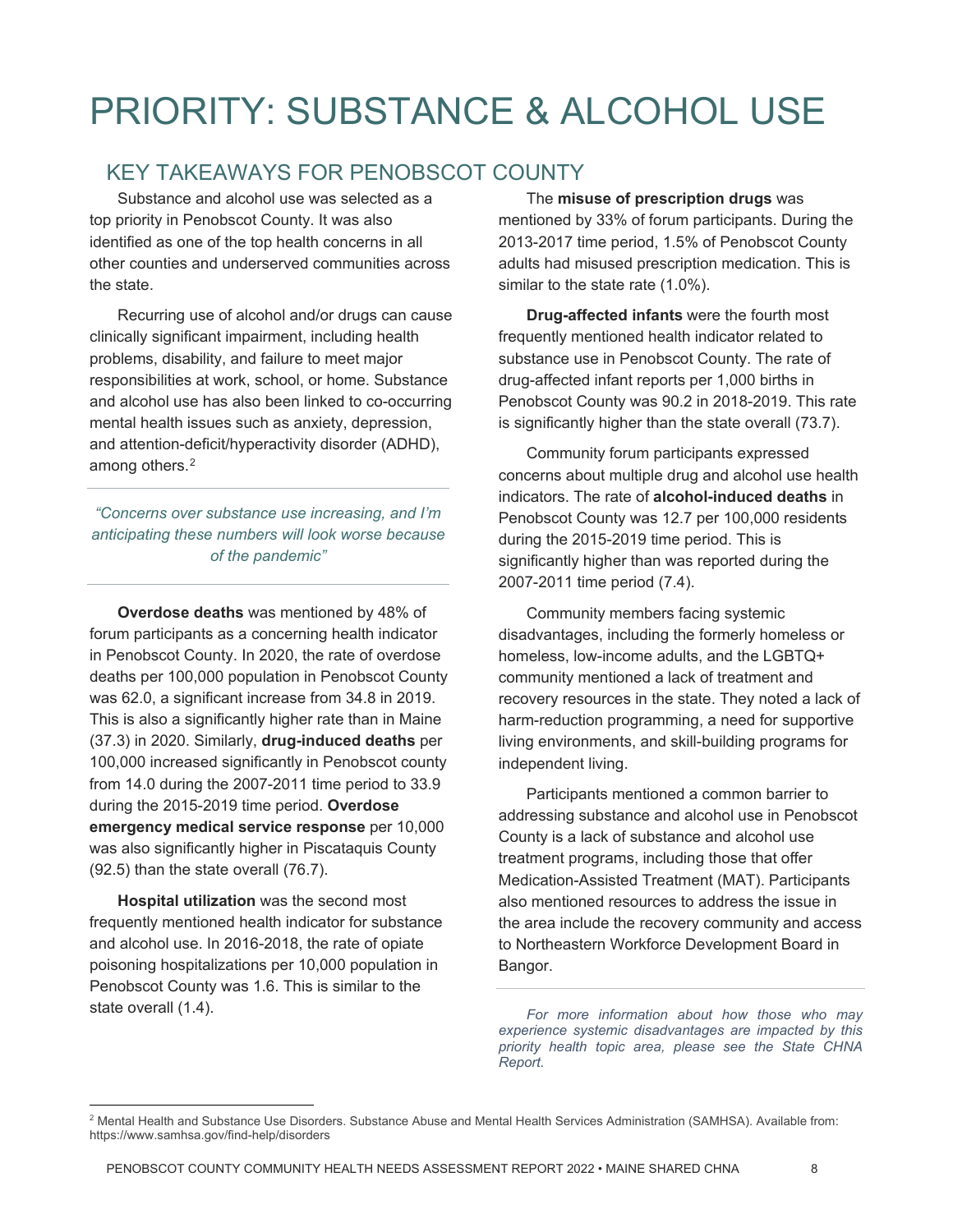# PRIORITY: SUBSTANCE & ALCOHOL USE

## KEY TAKEAWAYS FOR PENOBSCOT COUNTY

Substance and alcohol use was selected as a top priority in Penobscot County. It was also identified as one of the top health concerns in all other counties and underserved communities across the state.

Recurring use of alcohol and/or drugs can cause clinically significant impairment, including health problems, disability, and failure to meet major responsibilities at work, school, or home. Substance and alcohol use has also been linked to co-occurring mental health issues such as anxiety, depression, and attention-deficit/hyperactivity disorder (ADHD), among others.[2]

*"Concerns over substance use increasing, and I'm anticipating these numbers will look worse because of the pandemic"*

**Overdose deaths** was mentioned by 48% of forum participants as a concerning health indicator in Penobscot County. In 2020, the rate of overdose deaths per 100,000 population in Penobscot County was 62.0, a significant increase from 34.8 in 2019. This is also a significantly higher rate than in Maine (37.3) in 2020. Similarly, **drug-induced deaths** per 100,000 increased significantly in Penobscot county from 14.0 during the 2007-2011 time period to 33.9 during the 2015-2019 time period. **Overdose emergency medical service response** per 10,000 was also significantly higher in Piscataquis County (92.5) than the state overall (76.7).

**Hospital utilization** was the second most frequently mentioned health indicator for substance and alcohol use. In 2016-2018, the rate of opiate poisoning hospitalizations per 10,000 population in Penobscot County was 1.6. This is similar to the state overall (1.4).

The **misuse of prescription drugs** was mentioned by 33% of forum participants. During the 2013-2017 time period, 1.5% of Penobscot County adults had misused prescription medication. This is similar to the state rate (1.0%).

**Drug-affected infants** were the fourth most frequently mentioned health indicator related to substance use in Penobscot County. The rate of drug-affected infant reports per 1,000 births in Penobscot County was 90.2 in 2018-2019. This rate is significantly higher than the state overall (73.7).

Community forum participants expressed concerns about multiple drug and alcohol use health indicators. The rate of **alcohol-induced deaths** in Penobscot County was 12.7 per 100,000 residents during the 2015-2019 time period. This is significantly higher than was reported during the 2007-2011 time period (7.4).

Community members facing systemic disadvantages, including the formerly homeless or homeless, low-income adults, and the LGBTQ+ community mentioned a lack of treatment and recovery resources in the state. They noted a lack of harm-reduction programming, a need for supportive living environments, and skill-building programs for independent living.

Participants mentioned a common barrier to addressing substance and alcohol use in Penobscot County is a lack of substance and alcohol use treatment programs, including those that offer Medication-Assisted Treatment (MAT). Participants also mentioned resources to address the issue in the area include the recovery community and access to Northeastern Workforce Development Board in Bangor.

*For more information about how those who may experience systemic disadvantages are impacted by this priority health topic area, please see the State CHNA Report.*

[2] Mental Health and Substance Use Disorders. Substance Abuse and Mental Health Services Administration (SAMHSA). Available from: https://www.samhsa.gov/find-help/disorders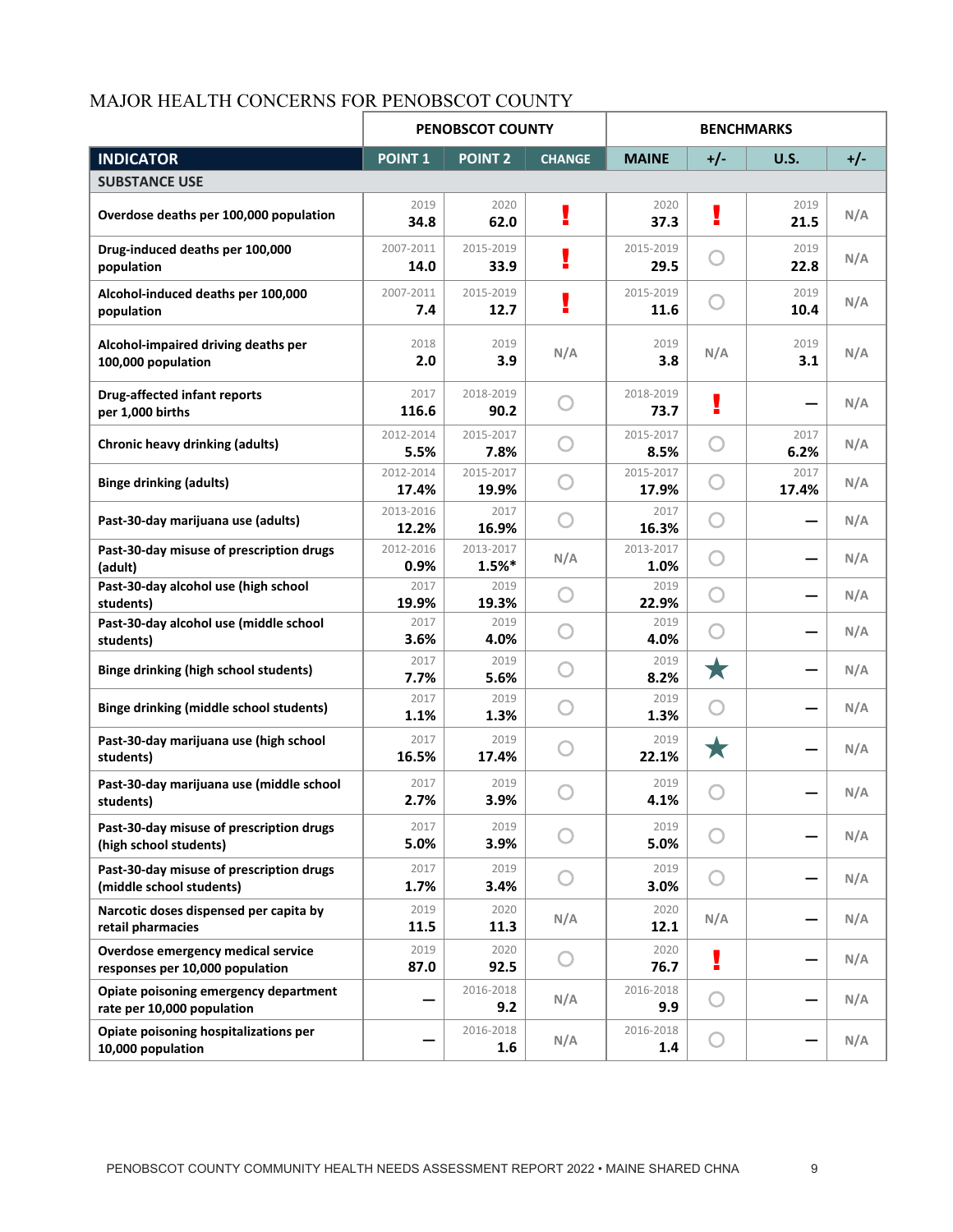## MAJOR HEALTH CONCERNS FOR PENOBSCOT COUNTY

| | PENOBSCOT COUNTY | | | BENCHMARKS | | | |
|---|---|---|---|---|---|---|---|
| **INDICATOR** | **POINT 1** | **POINT 2** | **CHANGE** | **MAINE** | **+/-** | **U.S.** | **+/-** |
| **SUBSTANCE USE** | | | | | | | |
| Overdose deaths per 100,000 population | 2019 **34.8** | 2020 **62.0** | ! | 2020 **37.3** | ! | 2019 **21.5** | N/A |
| Drug-induced deaths per 100,000 population | 2007-2011 **14.0** | 2015-2019 **33.9** | ! | 2015-2019 **29.5** | ○ | 2019 **22.8** | N/A |
| Alcohol-induced deaths per 100,000 population | 2007-2011 **7.4** | 2015-2019 **12.7** | ! | 2015-2019 **11.6** | ○ | 2019 **10.4** | N/A |
| Alcohol-impaired driving deaths per 100,000 population | 2018 **2.0** | 2019 **3.9** | N/A | 2019 **3.8** | N/A | 2019 **3.1** | N/A |
| Drug-affected infant reports per 1,000 births | 2017 **116.6** | 2018-2019 **90.2** | ○ | 2018-2019 **73.7** | ! | — | N/A |
| Chronic heavy drinking (adults) | 2012-2014 **5.5%** | 2015-2017 **7.8%** | ○ | 2015-2017 **8.5%** | ○ | 2017 **6.2%** | N/A |
| Binge drinking (adults) | 2012-2014 **17.4%** | 2015-2017 **19.9%** | ○ | 2015-2017 **17.9%** | ○ | 2017 **17.4%** | N/A |
| Past-30-day marijuana use (adults) | 2013-2016 **12.2%** | 2017 **16.9%** | ○ | 2017 **16.3%** | ○ | — | N/A |
| Past-30-day misuse of prescription drugs (adult) | 2012-2016 **0.9%** | 2013-2017 **1.5%*** | N/A | 2013-2017 **1.0%** | ○ | — | N/A |
| Past-30-day alcohol use (high school students) | 2017 **19.9%** | 2019 **19.3%** | ○ | 2019 **22.9%** | ○ | — | N/A |
| Past-30-day alcohol use (middle school students) | 2017 **3.6%** | 2019 **4.0%** | ○ | 2019 **4.0%** | ○ | — | N/A |
| Binge drinking (high school students) | 2017 **7.7%** | 2019 **5.6%** | ○ | 2019 **8.2%** | ★ | — | N/A |
| Binge drinking (middle school students) | 2017 **1.1%** | 2019 **1.3%** | ○ | 2019 **1.3%** | ○ | — | N/A |
| Past-30-day marijuana use (high school students) | 2017 **16.5%** | 2019 **17.4%** | ○ | 2019 **22.1%** | ★ | — | N/A |
| Past-30-day marijuana use (middle school students) | 2017 **2.7%** | 2019 **3.9%** | ○ | 2019 **4.1%** | ○ | — | N/A |
| Past-30-day misuse of prescription drugs (high school students) | 2017 **5.0%** | 2019 **3.9%** | ○ | 2019 **5.0%** | ○ | — | N/A |
| Past-30-day misuse of prescription drugs (middle school students) | 2017 **1.7%** | 2019 **3.4%** | ○ | 2019 **3.0%** | ○ | — | N/A |
| Narcotic doses dispensed per capita by retail pharmacies | 2019 **11.5** | 2020 **11.3** | N/A | 2020 **12.1** | N/A | — | N/A |
| Overdose emergency medical service responses per 10,000 population | 2019 **87.0** | 2020 **92.5** | ○ | 2020 **76.7** | ! | — | N/A |
| Opiate poisoning emergency department rate per 10,000 population | — | 2016-2018 **9.2** | N/A | 2016-2018 **9.9** | ○ | — | N/A |
| Opiate poisoning hospitalizations per 10,000 population | — | 2016-2018 **1.6** | N/A | 2016-2018 **1.4** | ○ | — | N/A |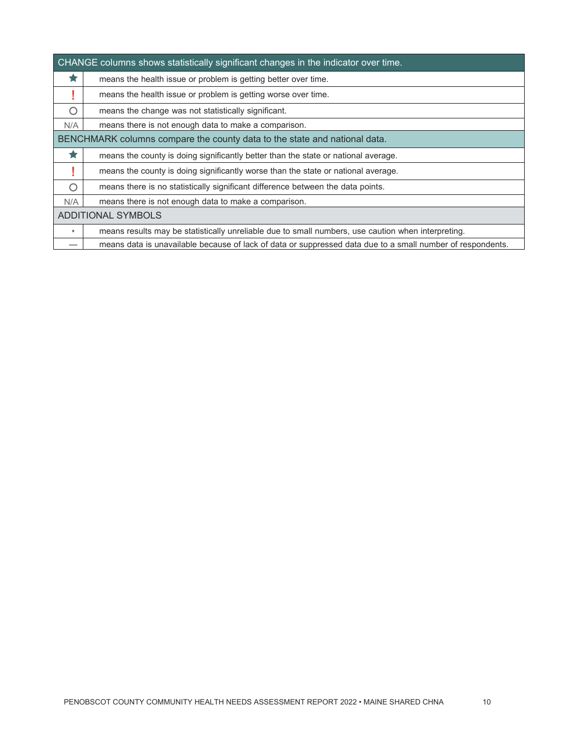| CHANGE columns shows statistically significant changes in the indicator over time. | |
|---|---|
| ★ | means the health issue or problem is getting better over time. |
| ! | means the health issue or problem is getting worse over time. |
| ○ | means the change was not statistically significant. |
| N/A | means there is not enough data to make a comparison. |
| **BENCHMARK columns compare the county data to the state and national data.** | |
| ★ | means the county is doing significantly better than the state or national average. |
| ! | means the county is doing significantly worse than the state or national average. |
| ○ | means there is no statistically significant difference between the data points. |
| N/A | means there is not enough data to make a comparison. |
| **ADDITIONAL SYMBOLS** | |
| * | means results may be statistically unreliable due to small numbers, use caution when interpreting. |
| — | means data is unavailable because of lack of data or suppressed data due to a small number of respondents. |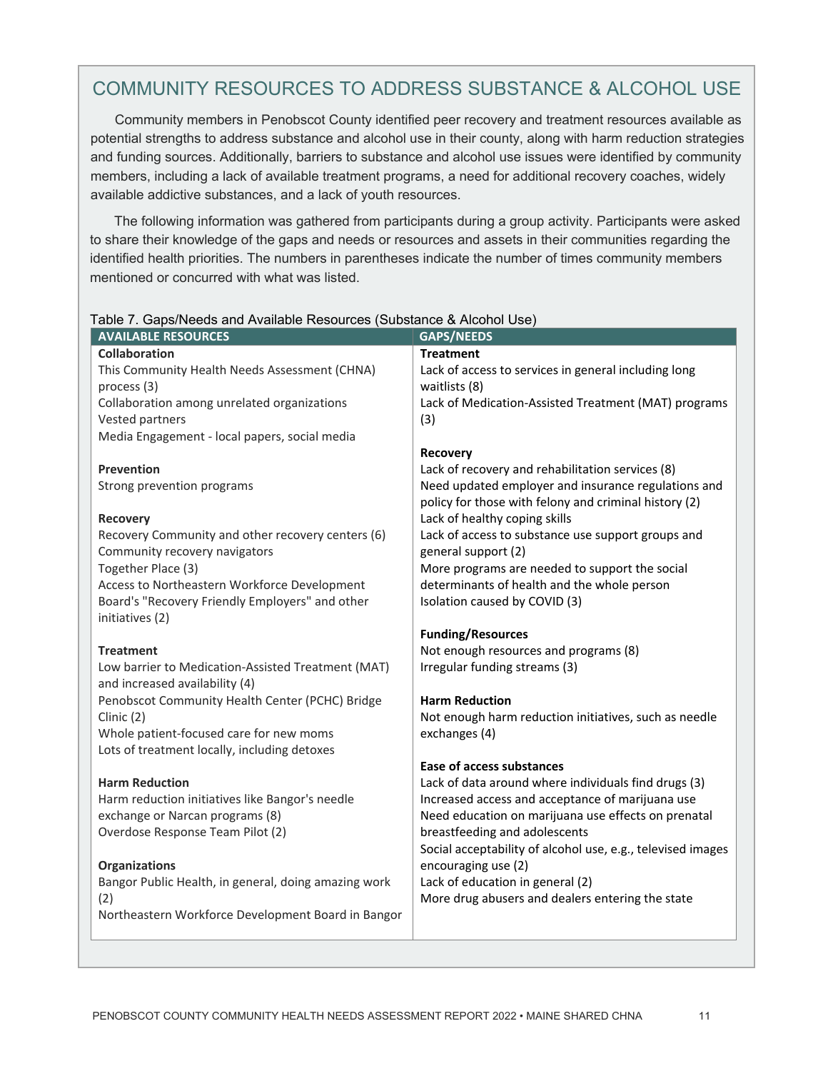## COMMUNITY RESOURCES TO ADDRESS SUBSTANCE & ALCOHOL USE

Community members in Penobscot County identified peer recovery and treatment resources available as potential strengths to address substance and alcohol use in their county, along with harm reduction strategies and funding sources. Additionally, barriers to substance and alcohol use issues were identified by community members, including a lack of available treatment programs, a need for additional recovery coaches, widely available addictive substances, and a lack of youth resources.

The following information was gathered from participants during a group activity. Participants were asked to share their knowledge of the gaps and needs or resources and assets in their communities regarding the identified health priorities. The numbers in parentheses indicate the number of times community members mentioned or concurred with what was listed.

Table 7. Gaps/Needs and Available Resources (Substance & Alcohol Use)

| AVAILABLE RESOURCES | GAPS/NEEDS |
|---|---|
| **Collaboration**<br>This Community Health Needs Assessment (CHNA) process (3)<br>Collaboration among unrelated organizations<br>Vested partners<br>Media Engagement - local papers, social media | **Treatment**<br>Lack of access to services in general including long waitlists (8)<br>Lack of Medication-Assisted Treatment (MAT) programs (3) |
| **Prevention**<br>Strong prevention programs | **Recovery**<br>Lack of recovery and rehabilitation services (8)<br>Need updated employer and insurance regulations and policy for those with felony and criminal history (2)<br>Lack of healthy coping skills<br>Lack of access to substance use support groups and general support (2)<br>More programs are needed to support the social determinants of health and the whole person<br>Isolation caused by COVID (3) |
| **Recovery**<br>Recovery Community and other recovery centers (6)<br>Community recovery navigators<br>Together Place (3)<br>Access to Northeastern Workforce Development Board's "Recovery Friendly Employers" and other initiatives (2) | **Funding/Resources**<br>Not enough resources and programs (8)<br>Irregular funding streams (3) |
| **Treatment**<br>Low barrier to Medication-Assisted Treatment (MAT) and increased availability (4)<br>Penobscot Community Health Center (PCHC) Bridge Clinic (2)<br>Whole patient-focused care for new moms<br>Lots of treatment locally, including detoxes | **Harm Reduction**<br>Not enough harm reduction initiatives, such as needle exchanges (4) |
| **Harm Reduction**<br>Harm reduction initiatives like Bangor's needle exchange or Narcan programs (8)<br>Overdose Response Team Pilot (2) | **Ease of access substances**<br>Lack of data around where individuals find drugs (3)<br>Increased access and acceptance of marijuana use<br>Need education on marijuana use effects on prenatal breastfeeding and adolescents<br>Social acceptability of alcohol use, e.g., televised images encouraging use (2)<br>Lack of education in general (2)<br>More drug abusers and dealers entering the state |
| **Organizations**<br>Bangor Public Health, in general, doing amazing work (2)<br>Northeastern Workforce Development Board in Bangor | |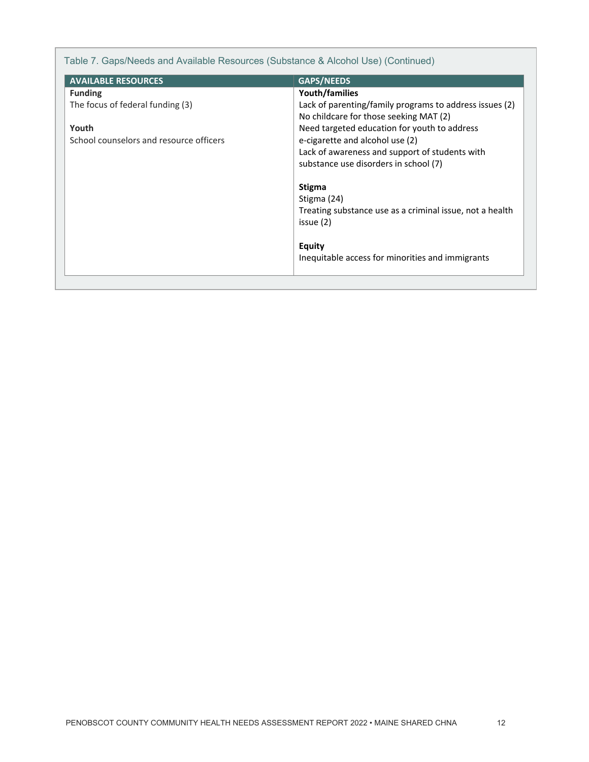Table 7. Gaps/Needs and Available Resources (Substance & Alcohol Use) (Continued)

| AVAILABLE RESOURCES | GAPS/NEEDS |
|---|---|
| **Funding**<br>The focus of federal funding (3)<br><br>**Youth**<br>School counselors and resource officers | **Youth/families**<br>Lack of parenting/family programs to address issues (2)<br>No childcare for those seeking MAT (2)<br>Need targeted education for youth to address e-cigarette and alcohol use (2)<br>Lack of awareness and support of students with substance use disorders in school (7)<br><br>**Stigma**<br>Stigma (24)<br>Treating substance use as a criminal issue, not a health issue (2)<br><br>**Equity**<br>Inequitable access for minorities and immigrants |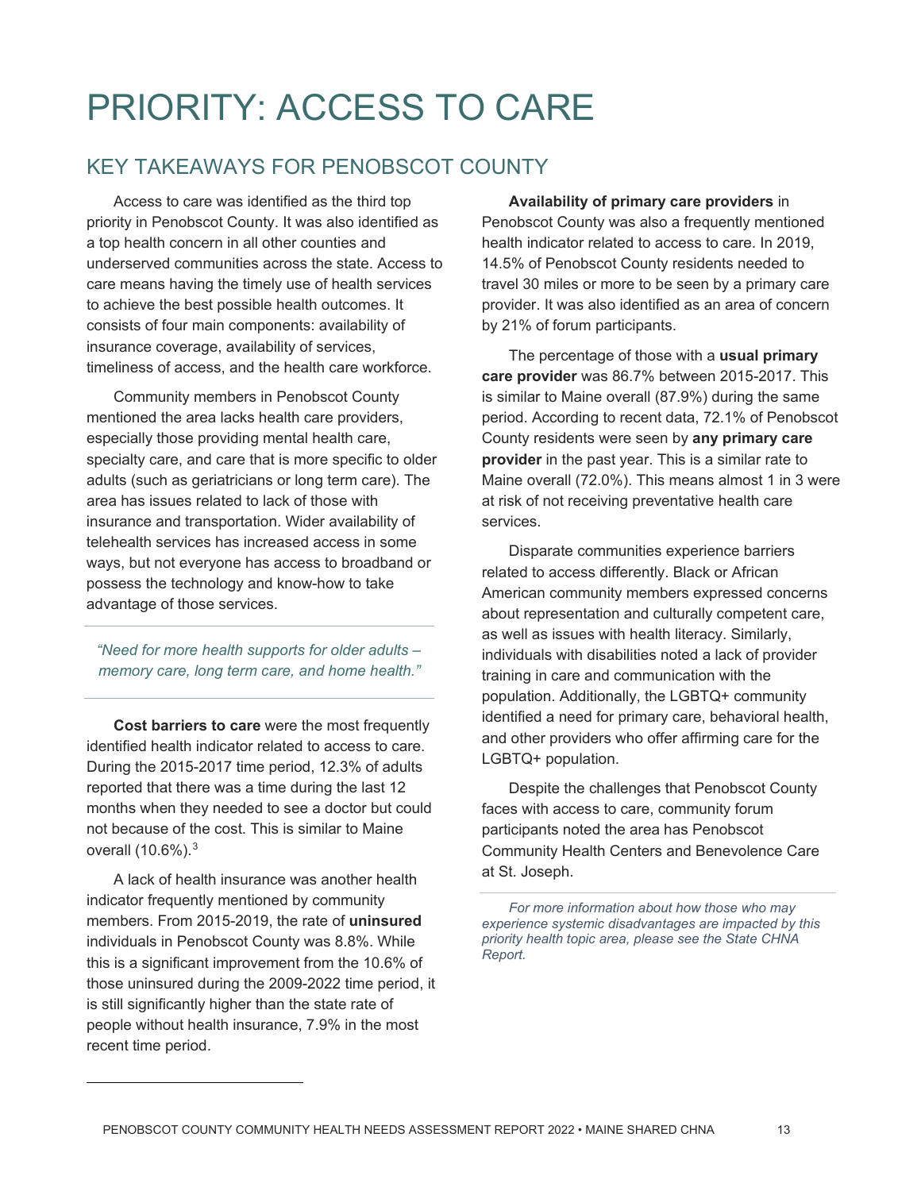# PRIORITY: ACCESS TO CARE

## KEY TAKEAWAYS FOR PENOBSCOT COUNTY

Access to care was identified as the third top priority in Penobscot County. It was also identified as a top health concern in all other counties and underserved communities across the state. Access to care means having the timely use of health services to achieve the best possible health outcomes. It consists of four main components: availability of insurance coverage, availability of services, timeliness of access, and the health care workforce.

Community members in Penobscot County mentioned the area lacks health care providers, especially those providing mental health care, specialty care, and care that is more specific to older adults (such as geriatricians or long term care). The area has issues related to lack of those with insurance and transportation. Wider availability of telehealth services has increased access in some ways, but not everyone has access to broadband or possess the technology and know-how to take advantage of those services.

*"Need for more health supports for older adults – memory care, long term care, and home health."*

**Cost barriers to care** were the most frequently identified health indicator related to access to care. During the 2015-2017 time period, 12.3% of adults reported that there was a time during the last 12 months when they needed to see a doctor but could not because of the cost. This is similar to Maine overall (10.6%).[3]

A lack of health insurance was another health indicator frequently mentioned by community members. From 2015-2019, the rate of **uninsured** individuals in Penobscot County was 8.8%. While this is a significant improvement from the 10.6% of those uninsured during the 2009-2022 time period, it is still significantly higher than the state rate of people without health insurance, 7.9% in the most recent time period.

**Availability of primary care providers** in Penobscot County was also a frequently mentioned health indicator related to access to care. In 2019, 14.5% of Penobscot County residents needed to travel 30 miles or more to be seen by a primary care provider. It was also identified as an area of concern by 21% of forum participants.

The percentage of those with a **usual primary care provider** was 86.7% between 2015-2017. This is similar to Maine overall (87.9%) during the same period. According to recent data, 72.1% of Penobscot County residents were seen by **any primary care provider** in the past year. This is a similar rate to Maine overall (72.0%). This means almost 1 in 3 were at risk of not receiving preventative health care services.

Disparate communities experience barriers related to access differently. Black or African American community members expressed concerns about representation and culturally competent care, as well as issues with health literacy. Similarly, individuals with disabilities noted a lack of provider training in care and communication with the population. Additionally, the LGBTQ+ community identified a need for primary care, behavioral health, and other providers who offer affirming care for the LGBTQ+ population.

Despite the challenges that Penobscot County faces with access to care, community forum participants noted the area has Penobscot Community Health Centers and Benevolence Care at St. Joseph.

*For more information about how those who may experience systemic disadvantages are impacted by this priority health topic area, please see the State CHNA Report.*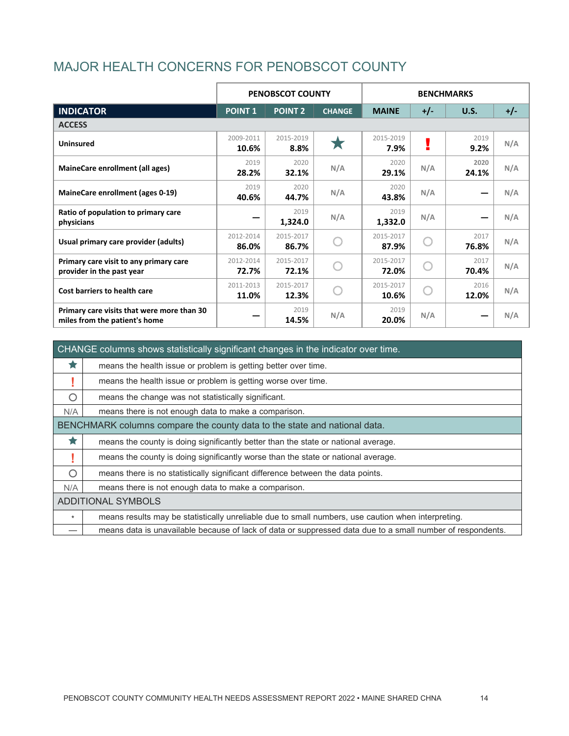## MAJOR HEALTH CONCERNS FOR PENOBSCOT COUNTY

| | PENOBSCOT COUNTY | | | BENCHMARKS | | | |
|---|---|---|---|---|---|---|---|
| **INDICATOR** | **POINT 1** | **POINT 2** | **CHANGE** | **MAINE** | **+/-** | **U.S.** | **+/-** |
| **ACCESS** | | | | | | | |
| Uninsured | 2009-2011 **10.6%** | 2015-2019 **8.8%** | ★ | 2015-2019 **7.9%** | ! | 2019 **9.2%** | N/A |
| MaineCare enrollment (all ages) | 2019 **28.2%** | 2020 **32.1%** | N/A | 2020 **29.1%** | N/A | 2020 **24.1%** | N/A |
| MaineCare enrollment (ages 0-19) | 2019 **40.6%** | 2020 **44.7%** | N/A | 2020 **43.8%** | N/A | — | N/A |
| Ratio of population to primary care physicians | — | 2019 **1,324.0** | N/A | 2019 **1,332.0** | N/A | — | N/A |
| Usual primary care provider (adults) | 2012-2014 **86.0%** | 2015-2017 **86.7%** | ○ | 2015-2017 **87.9%** | ○ | 2017 **76.8%** | N/A |
| Primary care visit to any primary care provider in the past year | 2012-2014 **72.7%** | 2015-2017 **72.1%** | ○ | 2015-2017 **72.0%** | ○ | 2017 **70.4%** | N/A |
| Cost barriers to health care | 2011-2013 **11.0%** | 2015-2017 **12.3%** | ○ | 2015-2017 **10.6%** | ○ | 2016 **12.0%** | N/A |
| Primary care visits that were more than 30 miles from the patient's home | — | 2019 **14.5%** | N/A | 2019 **20.0%** | N/A | — | N/A |

| CHANGE columns shows statistically significant changes in the indicator over time. | |
|---|---|
| ★ | means the health issue or problem is getting better over time. |
| ! | means the health issue or problem is getting worse over time. |
| ○ | means the change was not statistically significant. |
| N/A | means there is not enough data to make a comparison. |
| **BENCHMARK columns compare the county data to the state and national data.** | |
| ★ | means the county is doing significantly better than the state or national average. |
| ! | means the county is doing significantly worse than the state or national average. |
| ○ | means there is no statistically significant difference between the data points. |
| N/A | means there is not enough data to make a comparison. |
| **ADDITIONAL SYMBOLS** | |
| * | means results may be statistically unreliable due to small numbers, use caution when interpreting. |
| — | means data is unavailable because of lack of data or suppressed data due to a small number of respondents. |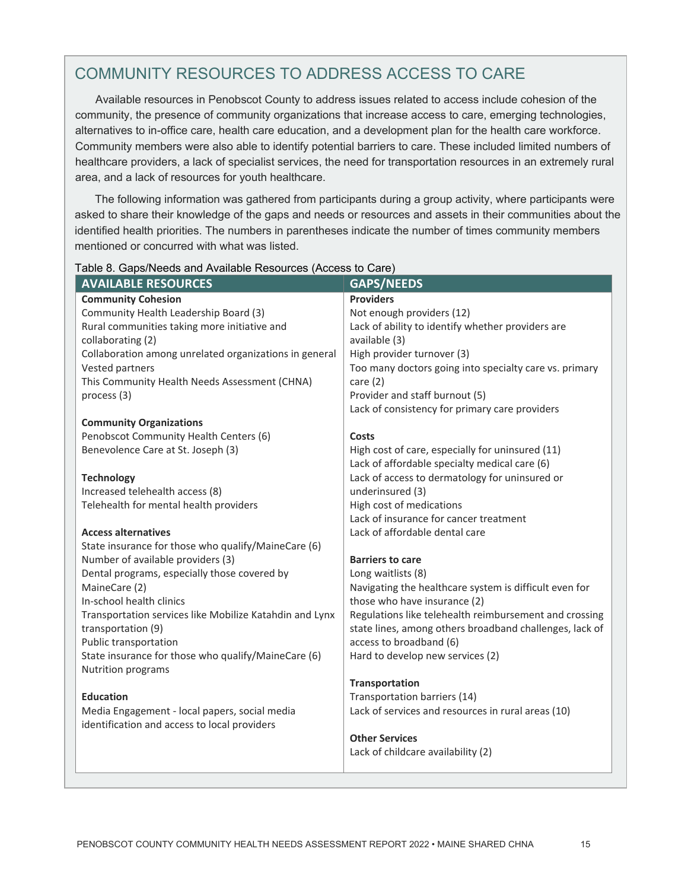## COMMUNITY RESOURCES TO ADDRESS ACCESS TO CARE

Available resources in Penobscot County to address issues related to access include cohesion of the community, the presence of community organizations that increase access to care, emerging technologies, alternatives to in-office care, health care education, and a development plan for the health care workforce. Community members were also able to identify potential barriers to care. These included limited numbers of healthcare providers, a lack of specialist services, the need for transportation resources in an extremely rural area, and a lack of resources for youth healthcare.

The following information was gathered from participants during a group activity, where participants were asked to share their knowledge of the gaps and needs or resources and assets in their communities about the identified health priorities. The numbers in parentheses indicate the number of times community members mentioned or concurred with what was listed.

Table 8. Gaps/Needs and Available Resources (Access to Care)

| AVAILABLE RESOURCES | GAPS/NEEDS |
|---|---|
| **Community Cohesion** | **Providers** |
| Community Health Leadership Board (3) | Not enough providers (12) |
| Rural communities taking more initiative and collaborating (2) | Lack of ability to identify whether providers are available (3) |
| Collaboration among unrelated organizations in general | High provider turnover (3) |
| Vested partners | Too many doctors going into specialty care vs. primary care (2) |
| This Community Health Needs Assessment (CHNA) process (3) | Provider and staff burnout (5) |
| | Lack of consistency for primary care providers |
| **Community Organizations** | |
| Penobscot Community Health Centers (6) | **Costs** |
| Benevolence Care at St. Joseph (3) | High cost of care, especially for uninsured (11) |
| | Lack of affordable specialty medical care (6) |
| **Technology** | Lack of access to dermatology for uninsured or underinsured (3) |
| Increased telehealth access (8) | High cost of medications |
| Telehealth for mental health providers | Lack of insurance for cancer treatment |
| | Lack of affordable dental care |
| **Access alternatives** | |
| State insurance for those who qualify/MaineCare (6) | **Barriers to care** |
| Number of available providers (3) | Long waitlists (8) |
| Dental programs, especially those covered by MaineCare (2) | Navigating the healthcare system is difficult even for those who have insurance (2) |
| In-school health clinics | Regulations like telehealth reimbursement and crossing state lines, among others broadband challenges, lack of access to broadband (6) |
| Transportation services like Mobilize Katahdin and Lynx transportation (9) | Hard to develop new services (2) |
| Public transportation | |
| State insurance for those who qualify/MaineCare (6) | **Transportation** |
| Nutrition programs | Transportation barriers (14) |
| | Lack of services and resources in rural areas (10) |
| **Education** | |
| Media Engagement - local papers, social media identification and access to local providers | **Other Services** |
| | Lack of childcare availability (2) |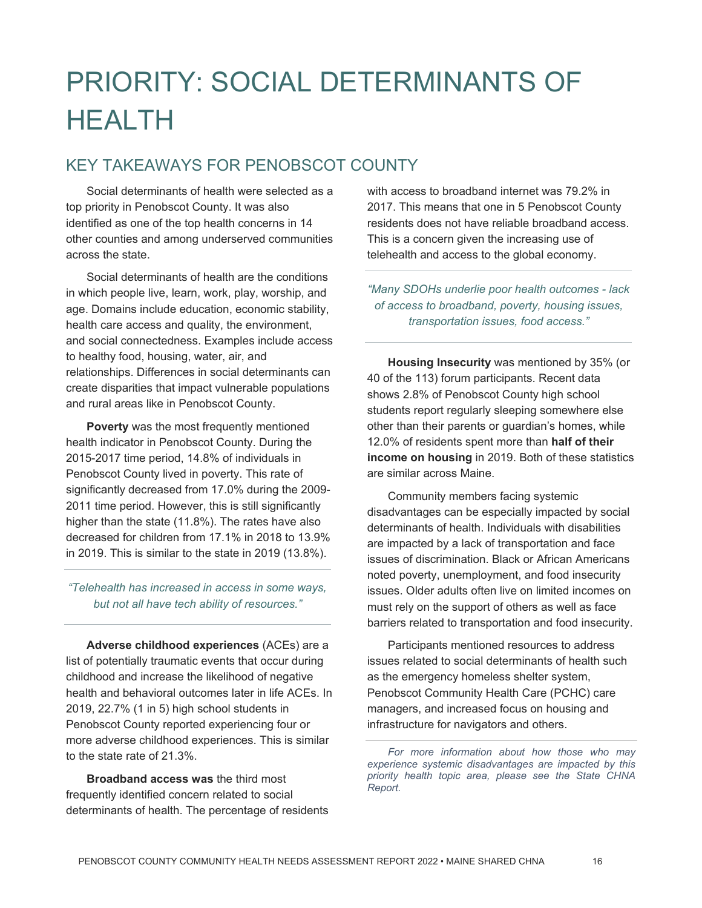# PRIORITY: SOCIAL DETERMINANTS OF HEALTH

## KEY TAKEAWAYS FOR PENOBSCOT COUNTY

Social determinants of health were selected as a top priority in Penobscot County. It was also identified as one of the top health concerns in 14 other counties and among underserved communities across the state.

Social determinants of health are the conditions in which people live, learn, work, play, worship, and age. Domains include education, economic stability, health care access and quality, the environment, and social connectedness. Examples include access to healthy food, housing, water, air, and relationships. Differences in social determinants can create disparities that impact vulnerable populations and rural areas like in Penobscot County.

**Poverty** was the most frequently mentioned health indicator in Penobscot County. During the 2015-2017 time period, 14.8% of individuals in Penobscot County lived in poverty. This rate of significantly decreased from 17.0% during the 2009-2011 time period. However, this is still significantly higher than the state (11.8%). The rates have also decreased for children from 17.1% in 2018 to 13.9% in 2019. This is similar to the state in 2019 (13.8%).

*"Telehealth has increased in access in some ways, but not all have tech ability of resources."*

**Adverse childhood experiences** (ACEs) are a list of potentially traumatic events that occur during childhood and increase the likelihood of negative health and behavioral outcomes later in life ACEs. In 2019, 22.7% (1 in 5) high school students in Penobscot County reported experiencing four or more adverse childhood experiences. This is similar to the state rate of 21.3%.

**Broadband access was** the third most frequently identified concern related to social determinants of health. The percentage of residents with access to broadband internet was 79.2% in 2017. This means that one in 5 Penobscot County residents does not have reliable broadband access. This is a concern given the increasing use of telehealth and access to the global economy.

*"Many SDOHs underlie poor health outcomes - lack of access to broadband, poverty, housing issues, transportation issues, food access."*

**Housing Insecurity** was mentioned by 35% (or 40 of the 113) forum participants. Recent data shows 2.8% of Penobscot County high school students report regularly sleeping somewhere else other than their parents or guardian's homes, while 12.0% of residents spent more than **half of their income on housing** in 2019. Both of these statistics are similar across Maine.

Community members facing systemic disadvantages can be especially impacted by social determinants of health. Individuals with disabilities are impacted by a lack of transportation and face issues of discrimination. Black or African Americans noted poverty, unemployment, and food insecurity issues. Older adults often live on limited incomes on must rely on the support of others as well as face barriers related to transportation and food insecurity.

Participants mentioned resources to address issues related to social determinants of health such as the emergency homeless shelter system, Penobscot Community Health Care (PCHC) care managers, and increased focus on housing and infrastructure for navigators and others.

*For more information about how those who may experience systemic disadvantages are impacted by this priority health topic area, please see the State CHNA Report.*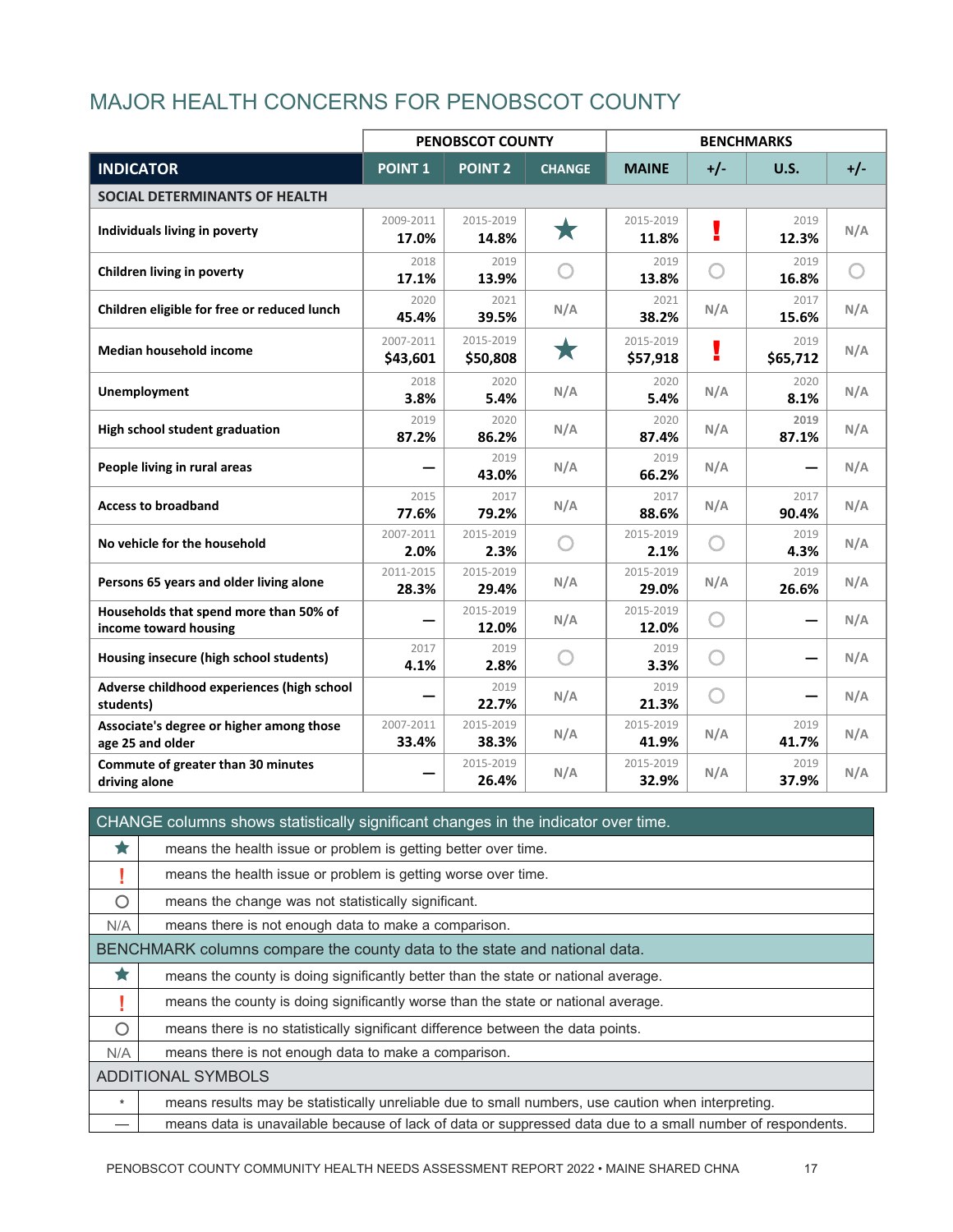## MAJOR HEALTH CONCERNS FOR PENOBSCOT COUNTY

| | PENOBSCOT COUNTY | | | BENCHMARKS | | | |
|---|---|---|---|---|---|---|---|
| **INDICATOR** | **POINT 1** | **POINT 2** | **CHANGE** | **MAINE** | **+/-** | **U.S.** | **+/-** |
| **SOCIAL DETERMINANTS OF HEALTH** | | | | | | | |
| Individuals living in poverty | 2009-2011 **17.0%** | 2015-2019 **14.8%** | ★ | 2015-2019 **11.8%** | ! | 2019 **12.3%** | N/A |
| Children living in poverty | 2018 **17.1%** | 2019 **13.9%** | ○ | 2019 **13.8%** | ○ | 2019 **16.8%** | ○ |
| Children eligible for free or reduced lunch | 2020 **45.4%** | 2021 **39.5%** | N/A | 2021 **38.2%** | N/A | 2017 **15.6%** | N/A |
| Median household income | 2007-2011 **$43,601** | 2015-2019 **$50,808** | ★ | 2015-2019 **$57,918** | ! | 2019 **$65,712** | N/A |
| Unemployment | 2018 **3.8%** | 2020 **5.4%** | N/A | 2020 **5.4%** | N/A | 2020 **8.1%** | N/A |
| High school student graduation | 2019 **87.2%** | 2020 **86.2%** | N/A | 2020 **87.4%** | N/A | 2019 **87.1%** | N/A |
| People living in rural areas | — | 2019 **43.0%** | N/A | 2019 **66.2%** | N/A | — | N/A |
| Access to broadband | 2015 **77.6%** | 2017 **79.2%** | N/A | 2017 **88.6%** | N/A | 2017 **90.4%** | N/A |
| No vehicle for the household | 2007-2011 **2.0%** | 2015-2019 **2.3%** | ○ | 2015-2019 **2.1%** | ○ | 2019 **4.3%** | N/A |
| Persons 65 years and older living alone | 2011-2015 **28.3%** | 2015-2019 **29.4%** | N/A | 2015-2019 **29.0%** | N/A | 2019 **26.6%** | N/A |
| Households that spend more than 50% of income toward housing | — | 2015-2019 **12.0%** | N/A | 2015-2019 **12.0%** | ○ | — | N/A |
| Housing insecure (high school students) | 2017 **4.1%** | 2019 **2.8%** | ○ | 2019 **3.3%** | ○ | — | N/A |
| Adverse childhood experiences (high school students) | — | 2019 **22.7%** | N/A | 2019 **21.3%** | ○ | — | N/A |
| Associate's degree or higher among those age 25 and older | 2007-2011 **33.4%** | 2015-2019 **38.3%** | N/A | 2015-2019 **41.9%** | N/A | 2019 **41.7%** | N/A |
| Commute of greater than 30 minutes driving alone | — | 2015-2019 **26.4%** | N/A | 2015-2019 **32.9%** | N/A | 2019 **37.9%** | N/A |

| CHANGE columns shows statistically significant changes in the indicator over time. | |
|---|---|
| ★ | means the health issue or problem is getting better over time. |
| ! | means the health issue or problem is getting worse over time. |
| ○ | means the change was not statistically significant. |
| N/A | means there is not enough data to make a comparison. |
| **BENCHMARK columns compare the county data to the state and national data.** | |
| ★ | means the county is doing significantly better than the state or national average. |
| ! | means the county is doing significantly worse than the state or national average. |
| ○ | means there is no statistically significant difference between the data points. |
| N/A | means there is not enough data to make a comparison. |
| **ADDITIONAL SYMBOLS** | |
| * | means results may be statistically unreliable due to small numbers, use caution when interpreting. |
| — | means data is unavailable because of lack of data or suppressed data due to a small number of respondents. |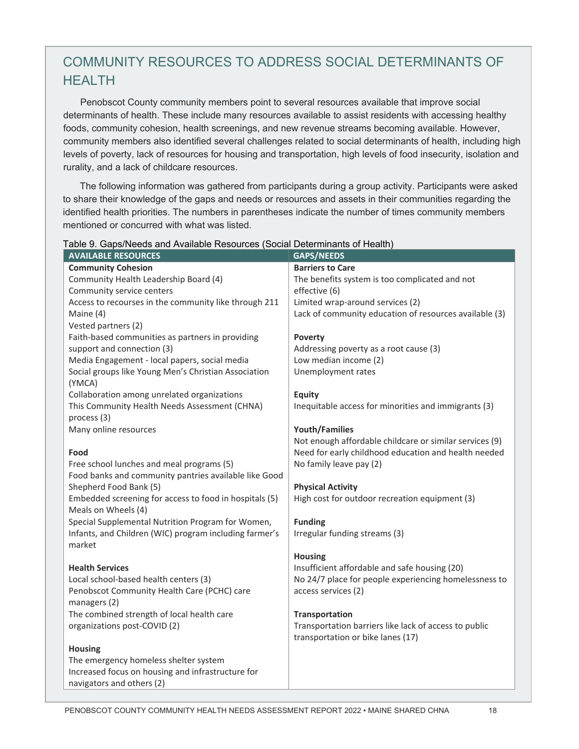## COMMUNITY RESOURCES TO ADDRESS SOCIAL DETERMINANTS OF HEALTH

Penobscot County community members point to several resources available that improve social determinants of health. These include many resources available to assist residents with accessing healthy foods, community cohesion, health screenings, and new revenue streams becoming available. However, community members also identified several challenges related to social determinants of health, including high levels of poverty, lack of resources for housing and transportation, high levels of food insecurity, isolation and rurality, and a lack of childcare resources.

The following information was gathered from participants during a group activity. Participants were asked to share their knowledge of the gaps and needs or resources and assets in their communities regarding the identified health priorities. The numbers in parentheses indicate the number of times community members mentioned or concurred with what was listed.

Table 9. Gaps/Needs and Available Resources (Social Determinants of Health)

| AVAILABLE RESOURCES | GAPS/NEEDS |
|---|---|
| **Community Cohesion**<br>Community Health Leadership Board (4)<br>Community service centers<br>Access to recourses in the community like through 211 Maine (4)<br>Vested partners (2)<br>Faith-based communities as partners in providing support and connection (3)<br>Media Engagement - local papers, social media<br>Social groups like Young Men's Christian Association (YMCA)<br>Collaboration among unrelated organizations<br>This Community Health Needs Assessment (CHNA) process (3)<br>Many online resources | **Barriers to Care**<br>The benefits system is too complicated and not effective (6)<br>Limited wrap-around services (2)<br>Lack of community education of resources available (3)<br><br>**Poverty**<br>Addressing poverty as a root cause (3)<br>Low median income (2)<br>Unemployment rates<br><br>**Equity**<br>Inequitable access for minorities and immigrants (3) |
| **Food**<br>Free school lunches and meal programs (5)<br>Food banks and community pantries available like Good Shepherd Food Bank (5)<br>Embedded screening for access to food in hospitals (5)<br>Meals on Wheels (4)<br>Special Supplemental Nutrition Program for Women, Infants, and Children (WIC) program including farmer's market | **Youth/Families**<br>Not enough affordable childcare or similar services (9)<br>Need for early childhood education and health needed<br>No family leave pay (2)<br><br>**Physical Activity**<br>High cost for outdoor recreation equipment (3)<br><br>**Funding**<br>Irregular funding streams (3) |
| **Health Services**<br>Local school-based health centers (3)<br>Penobscot Community Health Care (PCHC) care managers (2)<br>The combined strength of local health care organizations post-COVID (2) | **Housing**<br>Insufficient affordable and safe housing (20)<br>No 24/7 place for people experiencing homelessness to access services (2)<br><br>**Transportation**<br>Transportation barriers like lack of access to public transportation or bike lanes (17) |
| **Housing**<br>The emergency homeless shelter system<br>Increased focus on housing and infrastructure for navigators and others (2) | |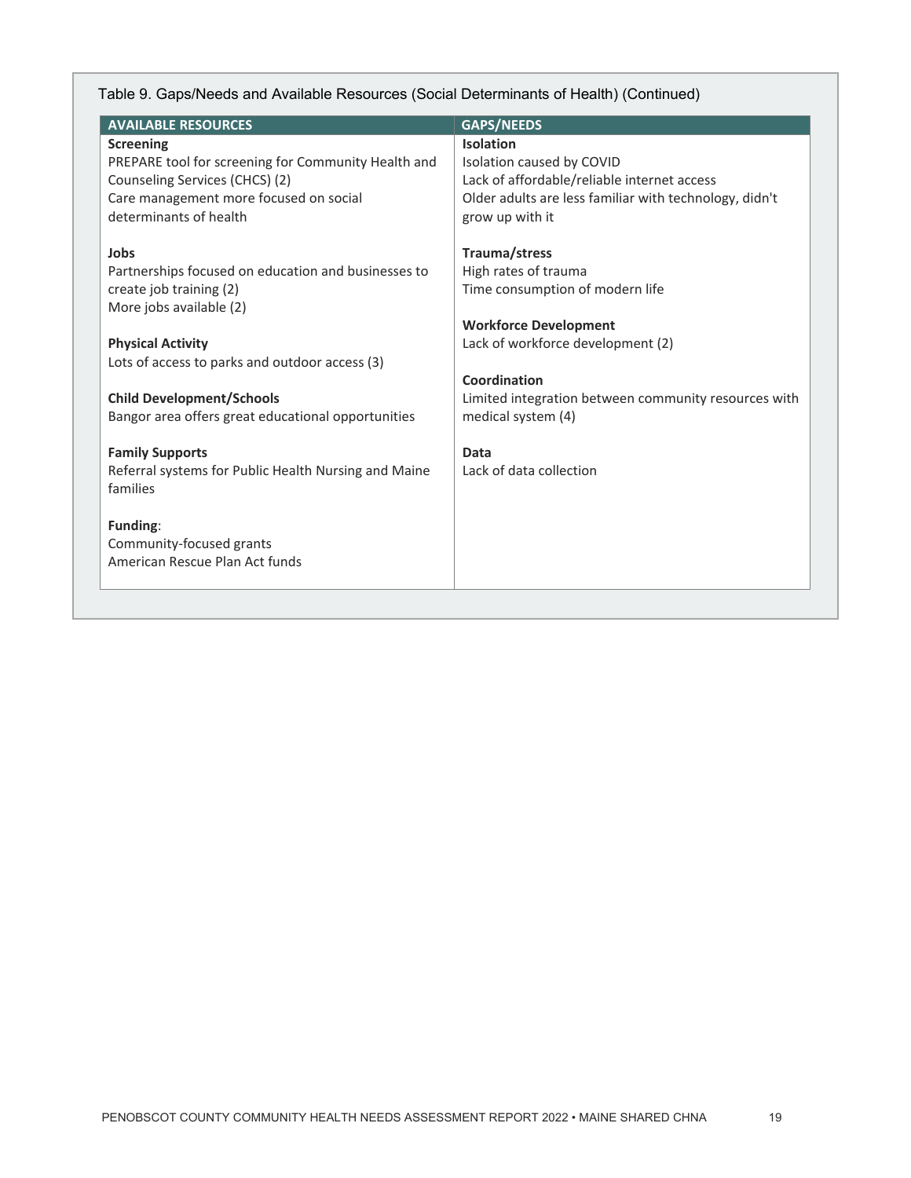Table 9. Gaps/Needs and Available Resources (Social Determinants of Health) (Continued)

| AVAILABLE RESOURCES | GAPS/NEEDS |
|---|---|
| **Screening**<br>PREPARE tool for screening for Community Health and Counseling Services (CHCS) (2)<br>Care management more focused on social determinants of health | **Isolation**<br>Isolation caused by COVID<br>Lack of affordable/reliable internet access<br>Older adults are less familiar with technology, didn't grow up with it |
| **Jobs**<br>Partnerships focused on education and businesses to create job training (2)<br>More jobs available (2) | **Trauma/stress**<br>High rates of trauma<br>Time consumption of modern life |
| **Physical Activity**<br>Lots of access to parks and outdoor access (3) | **Workforce Development**<br>Lack of workforce development (2) |
| **Child Development/Schools**<br>Bangor area offers great educational opportunities | **Coordination**<br>Limited integration between community resources with medical system (4) |
| **Family Supports**<br>Referral systems for Public Health Nursing and Maine families | **Data**<br>Lack of data collection |
| **Funding**:<br>Community-focused grants<br>American Rescue Plan Act funds | |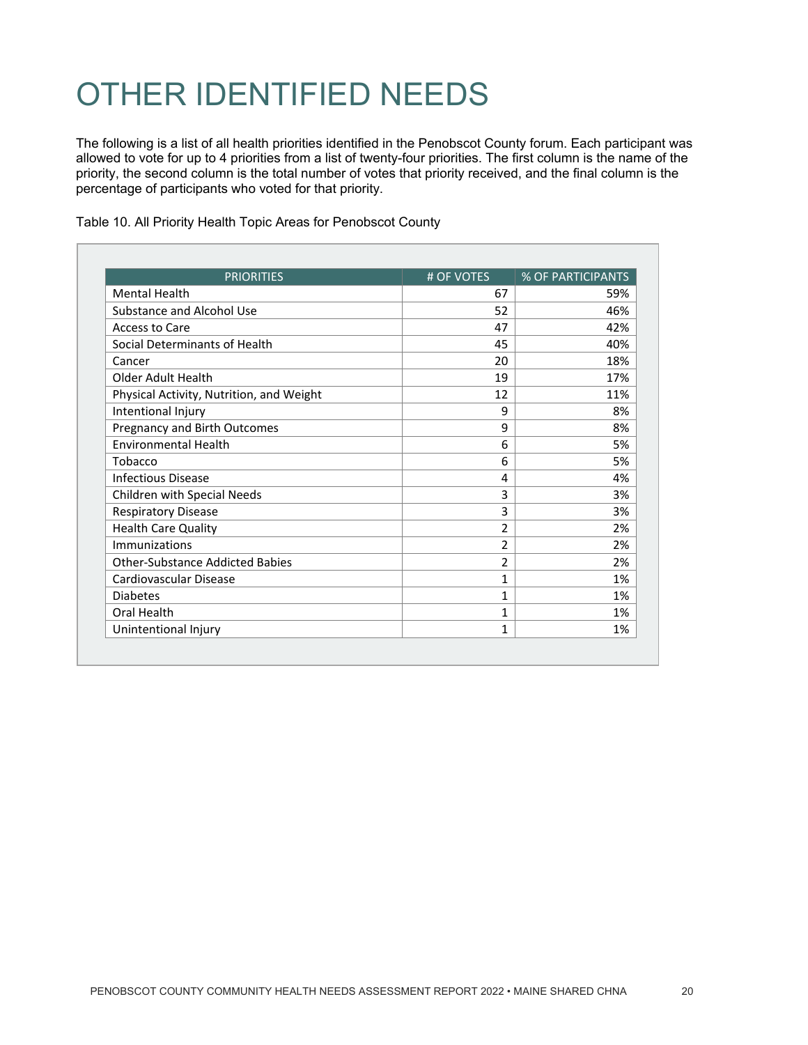# OTHER IDENTIFIED NEEDS

The following is a list of all health priorities identified in the Penobscot County forum. Each participant was allowed to vote for up to 4 priorities from a list of twenty-four priorities. The first column is the name of the priority, the second column is the total number of votes that priority received, and the final column is the percentage of participants who voted for that priority.

Table 10. All Priority Health Topic Areas for Penobscot County

| PRIORITIES | # OF VOTES | % OF PARTICIPANTS |
|---|---|---|
| Mental Health | 67 | 59% |
| Substance and Alcohol Use | 52 | 46% |
| Access to Care | 47 | 42% |
| Social Determinants of Health | 45 | 40% |
| Cancer | 20 | 18% |
| Older Adult Health | 19 | 17% |
| Physical Activity, Nutrition, and Weight | 12 | 11% |
| Intentional Injury | 9 | 8% |
| Pregnancy and Birth Outcomes | 9 | 8% |
| Environmental Health | 6 | 5% |
| Tobacco | 6 | 5% |
| Infectious Disease | 4 | 4% |
| Children with Special Needs | 3 | 3% |
| Respiratory Disease | 3 | 3% |
| Health Care Quality | 2 | 2% |
| Immunizations | 2 | 2% |
| Other-Substance Addicted Babies | 2 | 2% |
| Cardiovascular Disease | 1 | 1% |
| Diabetes | 1 | 1% |
| Oral Health | 1 | 1% |
| Unintentional Injury | 1 | 1% |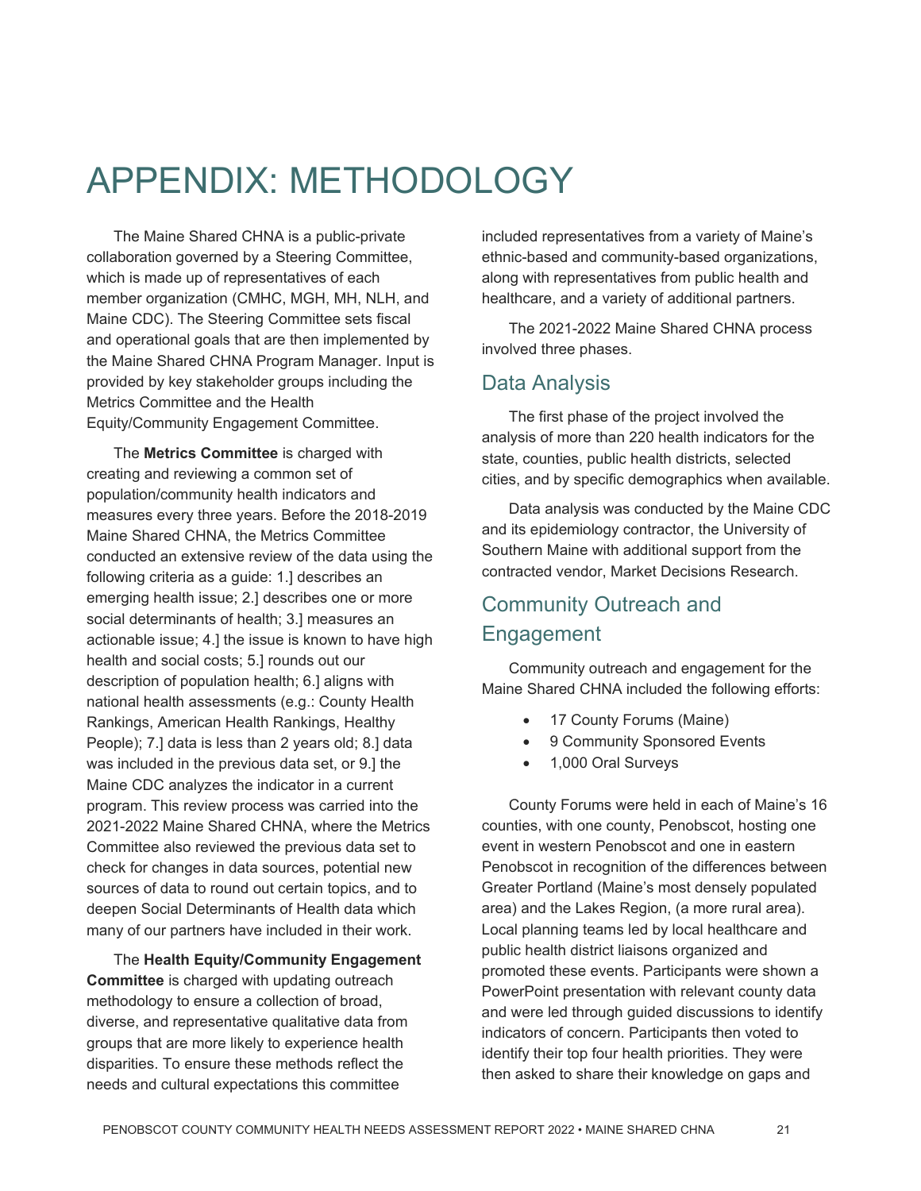# APPENDIX: METHODOLOGY

The Maine Shared CHNA is a public-private collaboration governed by a Steering Committee, which is made up of representatives of each member organization (CMHC, MGH, MH, NLH, and Maine CDC). The Steering Committee sets fiscal and operational goals that are then implemented by the Maine Shared CHNA Program Manager. Input is provided by key stakeholder groups including the Metrics Committee and the Health Equity/Community Engagement Committee.

The **Metrics Committee** is charged with creating and reviewing a common set of population/community health indicators and measures every three years. Before the 2018-2019 Maine Shared CHNA, the Metrics Committee conducted an extensive review of the data using the following criteria as a guide: 1.] describes an emerging health issue; 2.] describes one or more social determinants of health; 3.] measures an actionable issue; 4.] the issue is known to have high health and social costs; 5.] rounds out our description of population health; 6.] aligns with national health assessments (e.g.: County Health Rankings, American Health Rankings, Healthy People); 7.] data is less than 2 years old; 8.] data was included in the previous data set, or 9.] the Maine CDC analyzes the indicator in a current program. This review process was carried into the 2021-2022 Maine Shared CHNA, where the Metrics Committee also reviewed the previous data set to check for changes in data sources, potential new sources of data to round out certain topics, and to deepen Social Determinants of Health data which many of our partners have included in their work.

The **Health Equity/Community Engagement Committee** is charged with updating outreach methodology to ensure a collection of broad, diverse, and representative qualitative data from groups that are more likely to experience health disparities. To ensure these methods reflect the needs and cultural expectations this committee included representatives from a variety of Maine's ethnic-based and community-based organizations, along with representatives from public health and healthcare, and a variety of additional partners.

The 2021-2022 Maine Shared CHNA process involved three phases.

## Data Analysis

The first phase of the project involved the analysis of more than 220 health indicators for the state, counties, public health districts, selected cities, and by specific demographics when available.

Data analysis was conducted by the Maine CDC and its epidemiology contractor, the University of Southern Maine with additional support from the contracted vendor, Market Decisions Research.

## Community Outreach and Engagement

Community outreach and engagement for the Maine Shared CHNA included the following efforts:

- 17 County Forums (Maine)
- 9 Community Sponsored Events
- 1,000 Oral Surveys

County Forums were held in each of Maine's 16 counties, with one county, Penobscot, hosting one event in western Penobscot and one in eastern Penobscot in recognition of the differences between Greater Portland (Maine's most densely populated area) and the Lakes Region, (a more rural area). Local planning teams led by local healthcare and public health district liaisons organized and promoted these events. Participants were shown a PowerPoint presentation with relevant county data and were led through guided discussions to identify indicators of concern. Participants then voted to identify their top four health priorities. They were then asked to share their knowledge on gaps and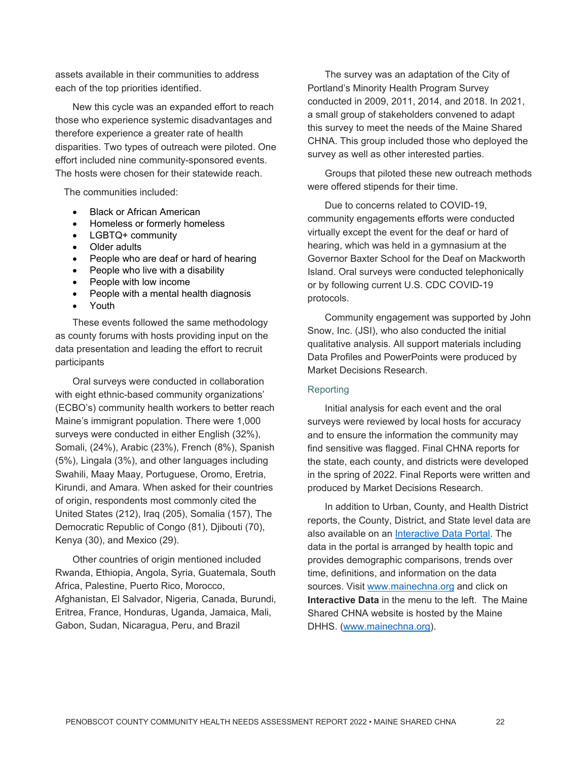assets available in their communities to address each of the top priorities identified.

New this cycle was an expanded effort to reach those who experience systemic disadvantages and therefore experience a greater rate of health disparities. Two types of outreach were piloted. One effort included nine community-sponsored events. The hosts were chosen for their statewide reach.

The communities included:

- Black or African American
- Homeless or formerly homeless
- LGBTQ+ community
- Older adults
- People who are deaf or hard of hearing
- People who live with a disability
- People with low income
- People with a mental health diagnosis
- Youth

These events followed the same methodology as county forums with hosts providing input on the data presentation and leading the effort to recruit participants

Oral surveys were conducted in collaboration with eight ethnic-based community organizations' (ECBO's) community health workers to better reach Maine's immigrant population. There were 1,000 surveys were conducted in either English (32%), Somali, (24%), Arabic (23%), French (8%), Spanish (5%), Lingala (3%), and other languages including Swahili, Maay Maay, Portuguese, Oromo, Eretria, Kirundi, and Amara. When asked for their countries of origin, respondents most commonly cited the United States (212), Iraq (205), Somalia (157), The Democratic Republic of Congo (81), Djibouti (70), Kenya (30), and Mexico (29).

Other countries of origin mentioned included Rwanda, Ethiopia, Angola, Syria, Guatemala, South Africa, Palestine, Puerto Rico, Morocco, Afghanistan, El Salvador, Nigeria, Canada, Burundi, Eritrea, France, Honduras, Uganda, Jamaica, Mali, Gabon, Sudan, Nicaragua, Peru, and Brazil

The survey was an adaptation of the City of Portland's Minority Health Program Survey conducted in 2009, 2011, 2014, and 2018. In 2021, a small group of stakeholders convened to adapt this survey to meet the needs of the Maine Shared CHNA. This group included those who deployed the survey as well as other interested parties.

Groups that piloted these new outreach methods were offered stipends for their time.

Due to concerns related to COVID-19, community engagements efforts were conducted virtually except the event for the deaf or hard of hearing, which was held in a gymnasium at the Governor Baxter School for the Deaf on Mackworth Island. Oral surveys were conducted telephonically or by following current U.S. CDC COVID-19 protocols.

Community engagement was supported by John Snow, Inc. (JSI), who also conducted the initial qualitative analysis. All support materials including Data Profiles and PowerPoints were produced by Market Decisions Research.

### Reporting

Initial analysis for each event and the oral surveys were reviewed by local hosts for accuracy and to ensure the information the community may find sensitive was flagged. Final CHNA reports for the state, each county, and districts were developed in the spring of 2022. Final Reports were written and produced by Market Decisions Research.

In addition to Urban, County, and Health District reports, the County, District, and State level data are also available on an [Interactive Data Portal](). The data in the portal is arranged by health topic and provides demographic comparisons, trends over time, definitions, and information on the data sources. Visit [www.mainechna.org](www.mainechna.org) and click on **Interactive Data** in the menu to the left. The Maine Shared CHNA website is hosted by the Maine DHHS. ([www.mainechna.org](www.mainechna.org)).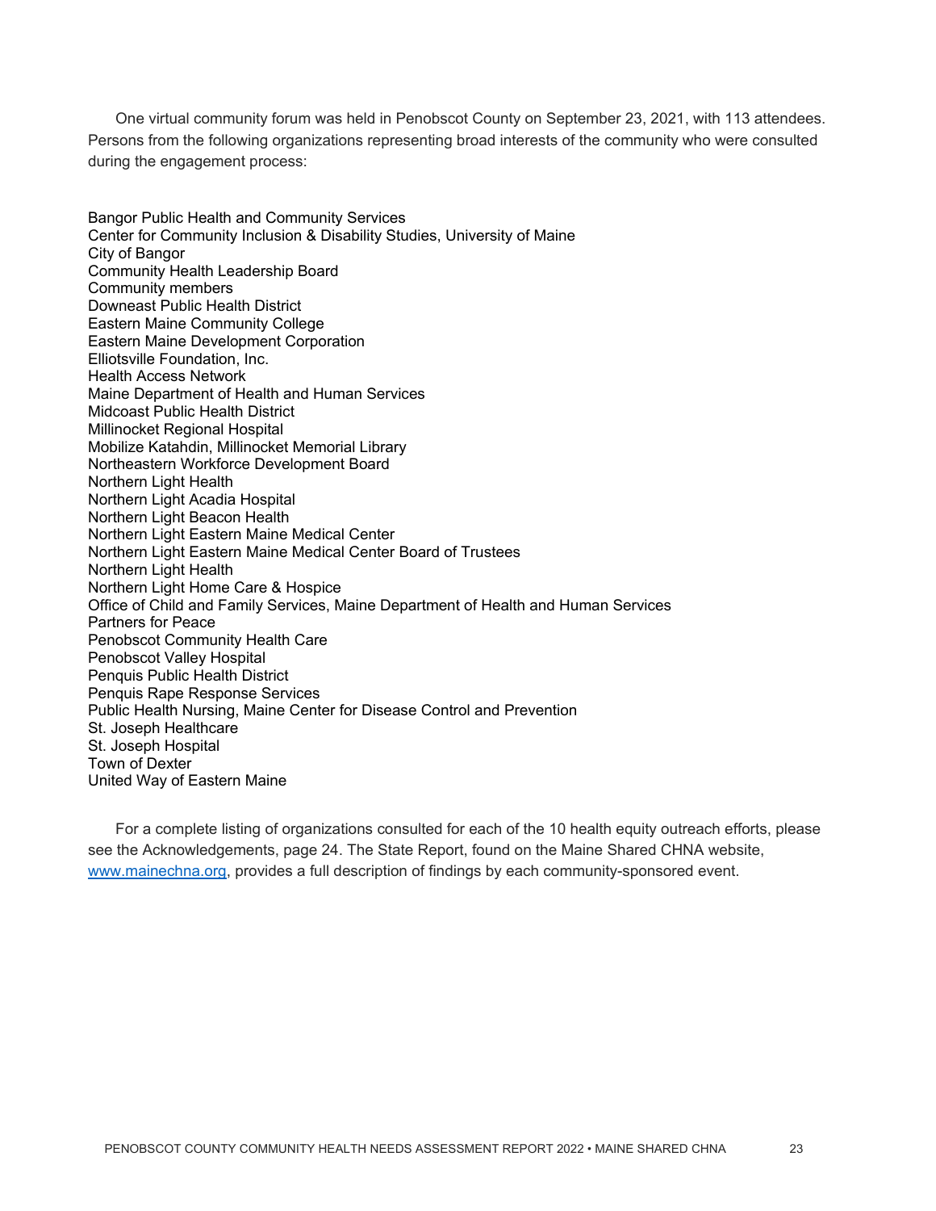One virtual community forum was held in Penobscot County on September 23, 2021, with 113 attendees. Persons from the following organizations representing broad interests of the community who were consulted during the engagement process:

Bangor Public Health and Community Services  
Center for Community Inclusion & Disability Studies, University of Maine  
City of Bangor  
Community Health Leadership Board  
Community members  
Downeast Public Health District  
Eastern Maine Community College  
Eastern Maine Development Corporation  
Elliotsville Foundation, Inc.  
Health Access Network  
Maine Department of Health and Human Services  
Midcoast Public Health District  
Millinocket Regional Hospital  
Mobilize Katahdin, Millinocket Memorial Library  
Northeastern Workforce Development Board  
Northern Light Health  
Northern Light Acadia Hospital  
Northern Light Beacon Health  
Northern Light Eastern Maine Medical Center  
Northern Light Eastern Maine Medical Center Board of Trustees  
Northern Light Health  
Northern Light Home Care & Hospice  
Office of Child and Family Services, Maine Department of Health and Human Services  
Partners for Peace  
Penobscot Community Health Care  
Penobscot Valley Hospital  
Penquis Public Health District  
Penquis Rape Response Services  
Public Health Nursing, Maine Center for Disease Control and Prevention  
St. Joseph Healthcare  
St. Joseph Hospital  
Town of Dexter  
United Way of Eastern Maine

For a complete listing of organizations consulted for each of the 10 health equity outreach efforts, please see the Acknowledgements, page 24. The State Report, found on the Maine Shared CHNA website, [www.mainechna.org](http://www.mainechna.org), provides a full description of findings by each community-sponsored event.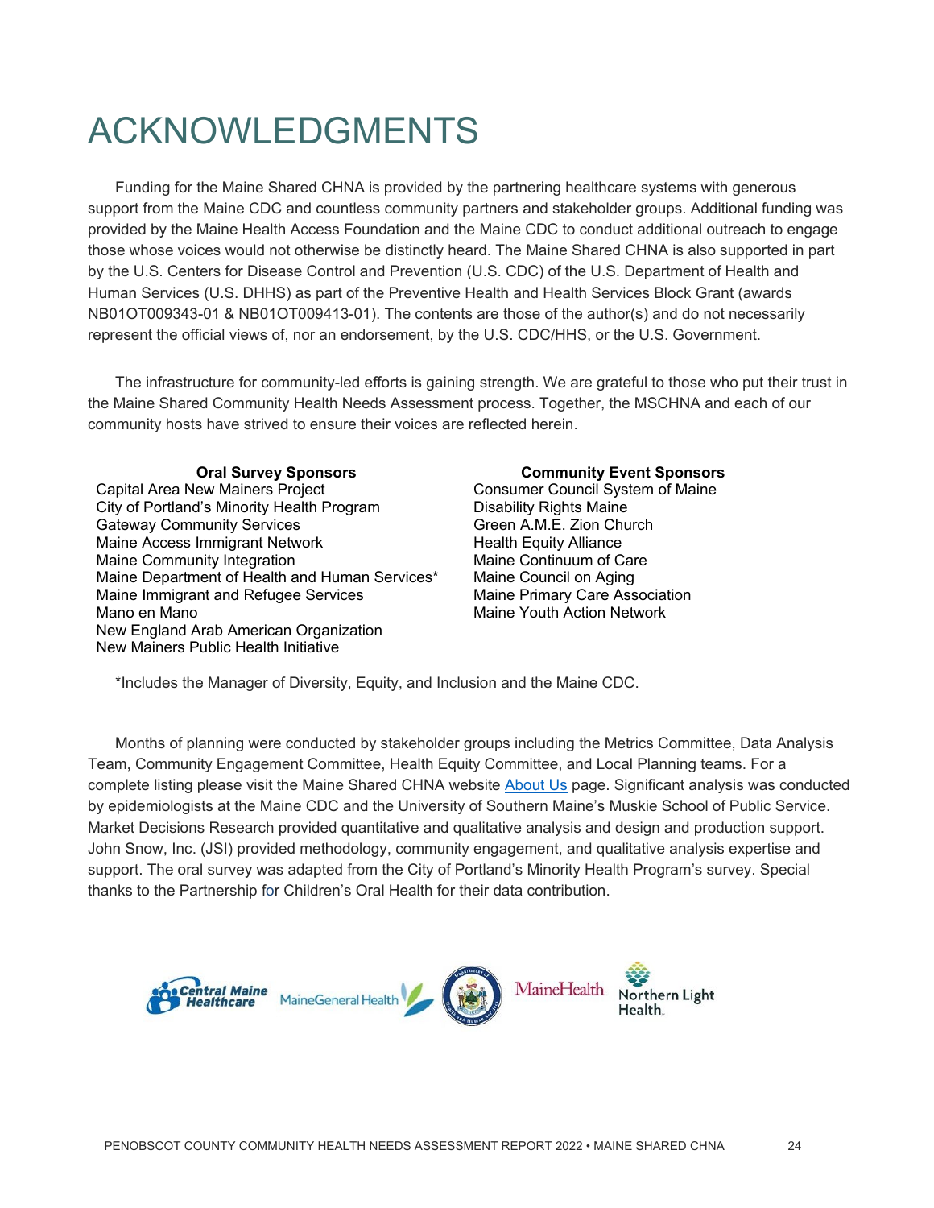# ACKNOWLEDGMENTS

Funding for the Maine Shared CHNA is provided by the partnering healthcare systems with generous support from the Maine CDC and countless community partners and stakeholder groups. Additional funding was provided by the Maine Health Access Foundation and the Maine CDC to conduct additional outreach to engage those whose voices would not otherwise be distinctly heard. The Maine Shared CHNA is also supported in part by the U.S. Centers for Disease Control and Prevention (U.S. CDC) of the U.S. Department of Health and Human Services (U.S. DHHS) as part of the Preventive Health and Health Services Block Grant (awards NB01OT009343-01 & NB01OT009413-01). The contents are those of the author(s) and do not necessarily represent the official views of, nor an endorsement, by the U.S. CDC/HHS, or the U.S. Government.

The infrastructure for community-led efforts is gaining strength. We are grateful to those who put their trust in the Maine Shared Community Health Needs Assessment process. Together, the MSCHNA and each of our community hosts have strived to ensure their voices are reflected herein.

**Oral Survey Sponsors**

Capital Area New Mainers Project
City of Portland's Minority Health Program
Gateway Community Services
Maine Access Immigrant Network
Maine Community Integration
Maine Department of Health and Human Services*
Maine Immigrant and Refugee Services
Mano en Mano
New England Arab American Organization
New Mainers Public Health Initiative

**Community Event Sponsors**

Consumer Council System of Maine
Disability Rights Maine
Green A.M.E. Zion Church
Health Equity Alliance
Maine Continuum of Care
Maine Council on Aging
Maine Primary Care Association
Maine Youth Action Network

*Includes the Manager of Diversity, Equity, and Inclusion and the Maine CDC.

Months of planning were conducted by stakeholder groups including the Metrics Committee, Data Analysis Team, Community Engagement Committee, Health Equity Committee, and Local Planning teams. For a complete listing please visit the Maine Shared CHNA website About Us page. Significant analysis was conducted by epidemiologists at the Maine CDC and the University of Southern Maine's Muskie School of Public Service. Market Decisions Research provided quantitative and qualitative analysis and design and production support. John Snow, Inc. (JSI) provided methodology, community engagement, and qualitative analysis expertise and support. The oral survey was adapted from the City of Portland's Minority Health Program's survey. Special thanks to the Partnership for Children's Oral Health for their data contribution.

Central Maine Healthcare   MaineGeneral Health   MaineHealth   Northern Light Health